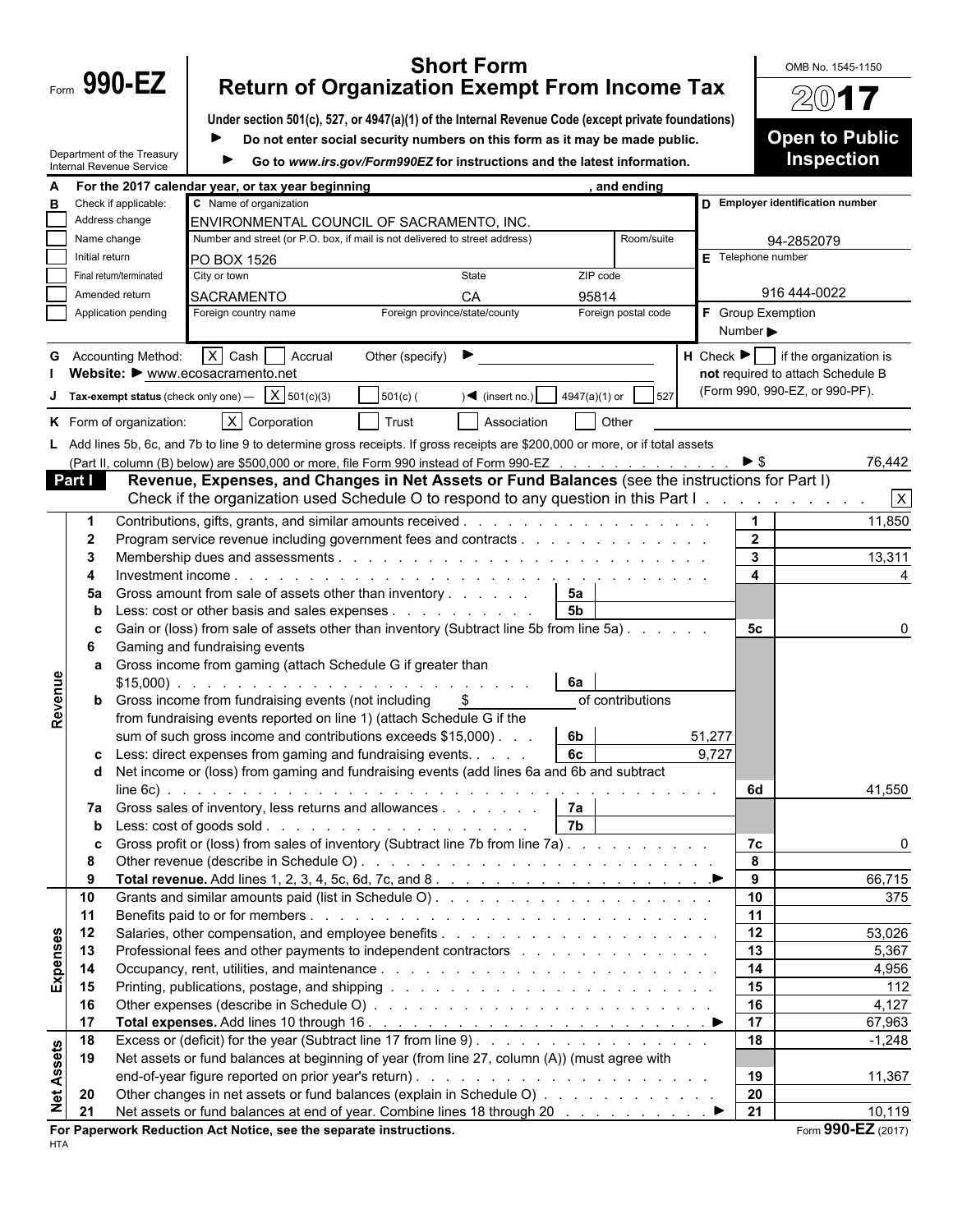Form **990-EZ**

Department of the Treasury
Internal Revenue Service

# Short Form
# Return of Organization Exempt From Income Tax

**Under section 501(c), 527, or 4947(a)(1) of the Internal Revenue Code (except private foundations)**

▶ **Do not enter social security numbers on this form as it may be made public.**

▶ **Go to *www.irs.gov/Form990EZ* for instructions and the latest information.**

OMB No. 1545-1150

**2017**

**Open to Public Inspection**

**A** For the 2017 calendar year, or tax year beginning , and ending

**B** Check if applicable:
- ☐ Address change
- ☐ Name change
- ☐ Initial return
- ☐ Final return/terminated
- ☐ Amended return
- ☐ Application pending

**C** Name of organization: ENVIRONMENTAL COUNCIL OF SACRAMENTO, INC.

Number and street (or P.O. box, if mail is not delivered to street address): PO BOX 1526 | Room/suite:

City or town: SACRAMENTO | State: CA | ZIP code: 95814

Foreign country name | Foreign province/state/county | Foreign postal code

**D** Employer identification number: 94-2852079

**E** Telephone number: 916 444-0022

**F** Group Exemption Number ▶

**G** Accounting Method: [X] Cash ☐ Accrual Other (specify) ▶

**H** Check ▶ ☐ if the organization is **not** required to attach Schedule B (Form 990, 990-EZ, or 990-PF).

**I** Website: ▶ www.ecosacramento.net

**J** Tax-exempt status (check only one) — [X] 501(c)(3) ☐ 501(c) ( ) ◀ (insert no.) ☐ 4947(a)(1) or ☐ 527

**K** Form of organization: [X] Corporation ☐ Trust ☐ Association ☐ Other

**L** Add lines 5b, 6c, and 7b to line 9 to determine gross receipts. If gross receipts are $200,000 or more, or if total assets (Part II, column (B) below) are $500,000 or more, file Form 990 instead of Form 990-EZ ▶ $ 76,442

## Part I Revenue, Expenses, and Changes in Net Assets or Fund Balances (see the instructions for Part I)

Check if the organization used Schedule O to respond to any question in this Part I [X]

| Section | Line | Description | Sub-line | Sub-amount | Line | Amount |
|---|---|---|---|---|---|---|
| Revenue | 1 | Contributions, gifts, grants, and similar amounts received | | | 1 | 11,850 |
| | 2 | Program service revenue including government fees and contracts | | | 2 | |
| | 3 | Membership dues and assessments | | | 3 | 13,311 |
| | 4 | Investment income | | | 4 | 4 |
| | 5a | Gross amount from sale of assets other than inventory | 5a | | | |
| | b | Less: cost or other basis and sales expenses | 5b | | | |
| | c | Gain or (loss) from sale of assets other than inventory (Subtract line 5b from line 5a) | | | 5c | 0 |
| | 6 | Gaming and fundraising events | | | | |
| | a | Gross income from gaming (attach Schedule G if greater than $15,000) | 6a | | | |
| | b | Gross income from fundraising events (not including $ of contributions from fundraising events reported on line 1) (attach Schedule G if the sum of such gross income and contributions exceeds $15,000) | 6b | 51,277 | | |
| | c | Less: direct expenses from gaming and fundraising events | 6c | 9,727 | | |
| | d | Net income or (loss) from gaming and fundraising events (add lines 6a and 6b and subtract line 6c) | | | 6d | 41,550 |
| | 7a | Gross sales of inventory, less returns and allowances | 7a | | | |
| | b | Less: cost of goods sold | 7b | | | |
| | c | Gross profit or (loss) from sales of inventory (Subtract line 7b from line 7a) | | | 7c | 0 |
| | 8 | Other revenue (describe in Schedule O) | | | 8 | |
| | 9 | **Total revenue.** Add lines 1, 2, 3, 4, 5c, 6d, 7c, and 8 ▶ | | | 9 | 66,715 |
| Expenses | 10 | Grants and similar amounts paid (list in Schedule O) | | | 10 | 375 |
| | 11 | Benefits paid to or for members | | | 11 | |
| | 12 | Salaries, other compensation, and employee benefits | | | 12 | 53,026 |
| | 13 | Professional fees and other payments to independent contractors | | | 13 | 5,367 |
| | 14 | Occupancy, rent, utilities, and maintenance | | | 14 | 4,956 |
| | 15 | Printing, publications, postage, and shipping | | | 15 | 112 |
| | 16 | Other expenses (describe in Schedule O) | | | 16 | 4,127 |
| | 17 | **Total expenses.** Add lines 10 through 16 ▶ | | | 17 | 67,963 |
| Net Assets | 18 | Excess or (deficit) for the year (Subtract line 17 from line 9) | | | 18 | -1,248 |
| | 19 | Net assets or fund balances at beginning of year (from line 27, column (A)) (must agree with end-of-year figure reported on prior year's return) | | | 19 | 11,367 |
| | 20 | Other changes in net assets or fund balances (explain in Schedule O) | | | 20 | |
| | 21 | Net assets or fund balances at end of year. Combine lines 18 through 20 ▶ | | | 21 | 10,119 |

**For Paperwork Reduction Act Notice, see the separate instructions.**

HTA

Form **990-EZ** (2017)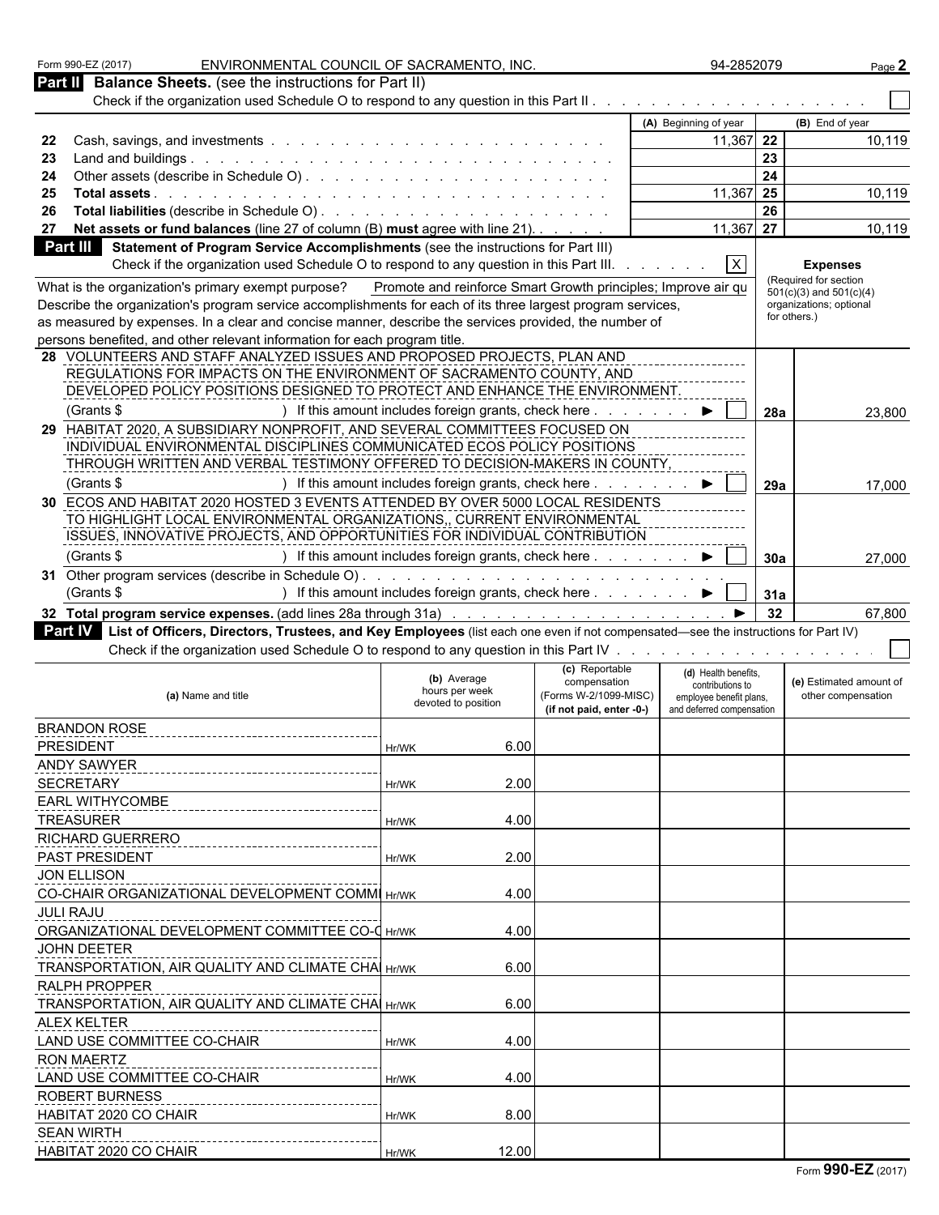Form 990-EZ (2017) ENVIRONMENTAL COUNCIL OF SACRAMENTO, INC. 94-2852079

## Part II Balance Sheets. (see the instructions for Part II)

Check if the organization used Schedule O to respond to any question in this Part II . . . . . . . . . . . . . . . . . . . . ☐

| | | (A) Beginning of year | | (B) End of year |
|---|---|---|---|---|
| 22 | Cash, savings, and investments | 11,367 | 22 | 10,119 |
| 23 | Land and buildings | | 23 | |
| 24 | Other assets (describe in Schedule O) | | 24 | |
| 25 | **Total assets** | 11,367 | 25 | 10,119 |
| 26 | **Total liabilities** (describe in Schedule O) | | 26 | |
| 27 | **Net assets or fund balances** (line 27 of column (B) **must** agree with line 21) | 11,367 | 27 | 10,119 |

## Part III Statement of Program Service Accomplishments (see the instructions for Part III)

Check if the organization used Schedule O to respond to any question in this Part III. . . . . . . ☒

What is the organization's primary exempt purpose? Promote and reinforce Smart Growth principles; Improve air qu

Describe the organization's program service accomplishments for each of its three largest program services, as measured by expenses. In a clear and concise manner, describe the services provided, the number of persons benefited, and other relevant information for each program title.

| | | | **Expenses** (Required for section 501(c)(3) and 501(c)(4) organizations; optional for others.) |
|---|---|---|---|
| 28 | VOLUNTEERS AND STAFF ANALYZED ISSUES AND PROPOSED PROJECTS, PLAN AND REGULATIONS FOR IMPACTS ON THE ENVIRONMENT OF SACRAMENTO COUNTY, AND DEVELOPED POLICY POSITIONS DESIGNED TO PROTECT AND ENHANCE THE ENVIRONMENT. (Grants $ ) If this amount includes foreign grants, check here ▶ ☐ | 28a | 23,800 |
| 29 | HABITAT 2020, A SUBSIDIARY NONPROFIT, AND SEVERAL COMMITTEES FOCUSED ON INDIVIDUAL ENVIRONMENTAL DISCIPLINES COMMUNICATED ECOS POLICY POSITIONS THROUGH WRITTEN AND VERBAL TESTIMONY OFFERED TO DECISION-MAKERS IN COUNTY, (Grants $ ) If this amount includes foreign grants, check here ▶ ☐ | 29a | 17,000 |
| 30 | ECOS AND HABITAT 2020 HOSTED 3 EVENTS ATTENDED BY OVER 5000 LOCAL RESIDENTS TO HIGHLIGHT LOCAL ENVIRONMENTAL ORGANIZATIONS,, CURRENT ENVIRONMENTAL ISSUES, INNOVATIVE PROJECTS, AND OPPORTUNITIES FOR INDIVIDUAL CONTRIBUTION (Grants $ ) If this amount includes foreign grants, check here ▶ ☐ | 30a | 27,000 |
| 31 | Other program services (describe in Schedule O) (Grants $ ) If this amount includes foreign grants, check here ▶ ☐ | 31a | |
| 32 | **Total program service expenses.** (add lines 28a through 31a) ▶ | 32 | 67,800 |

## Part IV List of Officers, Directors, Trustees, and Key Employees (list each one even if not compensated—see the instructions for Part IV)

Check if the organization used Schedule O to respond to any question in this Part IV . . . . . . . . . . . . . . . . . . . . ☐

| (a) Name and title | (b) Average hours per week devoted to position | (c) Reportable compensation (Forms W-2/1099-MISC) (if not paid, enter -0-) | (d) Health benefits, contributions to employee benefit plans, and deferred compensation | (e) Estimated amount of other compensation |
|---|---|---|---|---|
| BRANDON ROSE<br>PRESIDENT | Hr/WK 6.00 | | | |
| ANDY SAWYER<br>SECRETARY | Hr/WK 2.00 | | | |
| EARL WITHYCOMBE<br>TREASURER | Hr/WK 4.00 | | | |
| RICHARD GUERRERO<br>PAST PRESIDENT | Hr/WK 2.00 | | | |
| JON ELLISON<br>CO-CHAIR ORGANIZATIONAL DEVELOPMENT COMMI | Hr/WK 4.00 | | | |
| JULI RAJU<br>ORGANIZATIONAL DEVELOPMENT COMMITTEE CO-C | Hr/WK 4.00 | | | |
| JOHN DEETER<br>TRANSPORTATION, AIR QUALITY AND CLIMATE CHA | Hr/WK 6.00 | | | |
| RALPH PROPPER<br>TRANSPORTATION, AIR QUALITY AND CLIMATE CHA | Hr/WK 6.00 | | | |
| ALEX KELTER<br>LAND USE COMMITTEE CO-CHAIR | Hr/WK 4.00 | | | |
| RON MAERTZ<br>LAND USE COMMITTEE CO-CHAIR | Hr/WK 4.00 | | | |
| ROBERT BURNESS<br>HABITAT 2020 CO CHAIR | Hr/WK 8.00 | | | |
| SEAN WIRTH<br>HABITAT 2020 CO CHAIR | Hr/WK 12.00 | | | |

Form **990-EZ** (2017)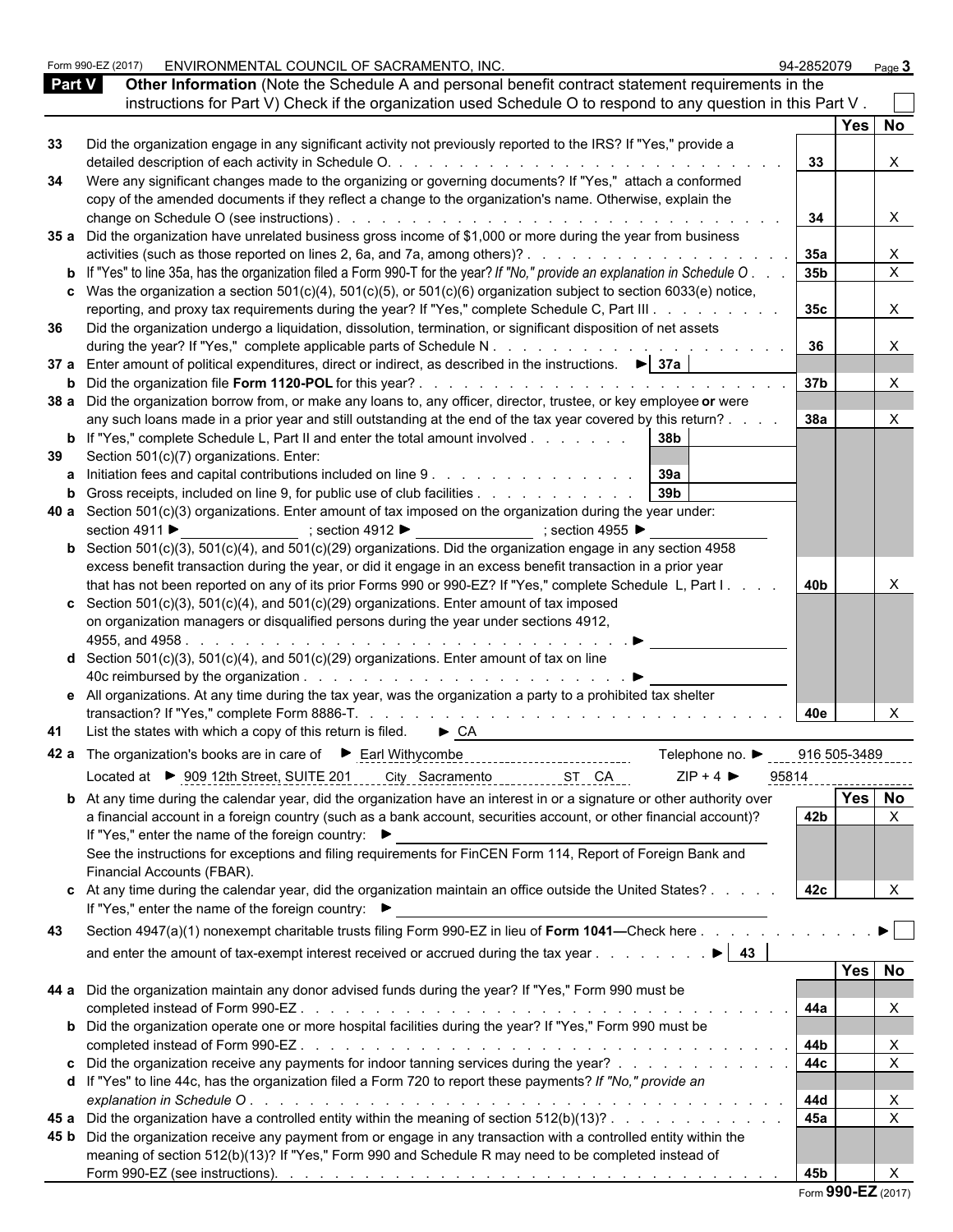Form 990-EZ (2017) ENVIRONMENTAL COUNCIL OF SACRAMENTO, INC. 94-2852079

**Part V** **Other Information** (Note the Schedule A and personal benefit contract statement requirements in the instructions for Part V) Check if the organization used Schedule O to respond to any question in this Part V . ☐

| | | | Yes | No |
|---|---|---|---|---|
| **33** | Did the organization engage in any significant activity not previously reported to the IRS? If "Yes," provide a detailed description of each activity in Schedule O. | **33** | | X |
| **34** | Were any significant changes made to the organizing or governing documents? If "Yes," attach a conformed copy of the amended documents if they reflect a change to the organization's name. Otherwise, explain the change on Schedule O (see instructions) | **34** | | X |
| **35 a** | Did the organization have unrelated business gross income of $1,000 or more during the year from business activities (such as those reported on lines 2, 6a, and 7a, among others)? | **35a** | | X |
| **b** | If "Yes" to line 35a, has the organization filed a Form 990-T for the year? *If "No," provide an explanation in Schedule O* | **35b** | | X |
| **c** | Was the organization a section 501(c)(4), 501(c)(5), or 501(c)(6) organization subject to section 6033(e) notice, reporting, and proxy tax requirements during the year? If "Yes," complete Schedule C, Part III | **35c** | | X |
| **36** | Did the organization undergo a liquidation, dissolution, termination, or significant disposition of net assets during the year? If "Yes," complete applicable parts of Schedule N | **36** | | X |
| **37 a** | Enter amount of political expenditures, direct or indirect, as described in the instructions. ► **37a** | | | |
| **b** | Did the organization file **Form 1120-POL** for this year? | **37b** | | X |
| **38 a** | Did the organization borrow from, or make any loans to, any officer, director, trustee, or key employee **or** were any such loans made in a prior year and still outstanding at the end of the tax year covered by this return? | **38a** | | X |
| **b** | If "Yes," complete Schedule L, Part II and enter the total amount involved **38b** | | | |
| **39** | Section 501(c)(7) organizations. Enter: | | | |
| **a** | Initiation fees and capital contributions included on line 9 **39a** | | | |
| **b** | Gross receipts, included on line 9, for public use of club facilities **39b** | | | |
| **40 a** | Section 501(c)(3) organizations. Enter amount of tax imposed on the organization during the year under: section 4911 ► ; section 4912 ► ; section 4955 ► | | | |
| **b** | Section 501(c)(3), 501(c)(4), and 501(c)(29) organizations. Did the organization engage in any section 4958 excess benefit transaction during the year, or did it engage in an excess benefit transaction in a prior year that has not been reported on any of its prior Forms 990 or 990-EZ? If "Yes," complete Schedule L, Part I | **40b** | | X |
| **c** | Section 501(c)(3), 501(c)(4), and 501(c)(29) organizations. Enter amount of tax imposed on organization managers or disqualified persons during the year under sections 4912, 4955, and 4958 ► | | | |
| **d** | Section 501(c)(3), 501(c)(4), and 501(c)(29) organizations. Enter amount of tax on line 40c reimbursed by the organization ► | | | |
| **e** | All organizations. At any time during the tax year, was the organization a party to a prohibited tax shelter transaction? If "Yes," complete Form 8886-T. | **40e** | | X |

**41** List the states with which a copy of this return is filed. ► CA

**42 a** The organization's books are in care of ► Earl Withycombe Telephone no. ► 916 505-3489

Located at ► 909 12th Street, SUITE 201 City Sacramento ST CA ZIP + 4 ► 95814

| | | | Yes | No |
|---|---|---|---|---|
| **b** | At any time during the calendar year, did the organization have an interest in or a signature or other authority over a financial account in a foreign country (such as a bank account, securities account, or other financial account)? If "Yes," enter the name of the foreign country: ► See the instructions for exceptions and filing requirements for FinCEN Form 114, Report of Foreign Bank and Financial Accounts (FBAR). | **42b** | | X |
| **c** | At any time during the calendar year, did the organization maintain an office outside the United States? If "Yes," enter the name of the foreign country: ► | **42c** | | X |

**43** Section 4947(a)(1) nonexempt charitable trusts filing Form 990-EZ in lieu of **Form 1041—**Check here ► ☐ and enter the amount of tax-exempt interest received or accrued during the tax year ► **43**

| | | | Yes | No |
|---|---|---|---|---|
| **44 a** | Did the organization maintain any donor advised funds during the year? If "Yes," Form 990 must be completed instead of Form 990-EZ | **44a** | | X |
| **b** | Did the organization operate one or more hospital facilities during the year? If "Yes," Form 990 must be completed instead of Form 990-EZ | **44b** | | X |
| **c** | Did the organization receive any payments for indoor tanning services during the year? | **44c** | | X |
| **d** | If "Yes" to line 44c, has the organization filed a Form 720 to report these payments? *If "No," provide an explanation in Schedule O* | **44d** | | X |
| **45 a** | Did the organization have a controlled entity within the meaning of section 512(b)(13)? | **45a** | | X |
| **45 b** | Did the organization receive any payment from or engage in any transaction with a controlled entity within the meaning of section 512(b)(13)? If "Yes," Form 990 and Schedule R may need to be completed instead of Form 990-EZ (see instructions). | **45b** | | X |

Form **990-EZ** (2017)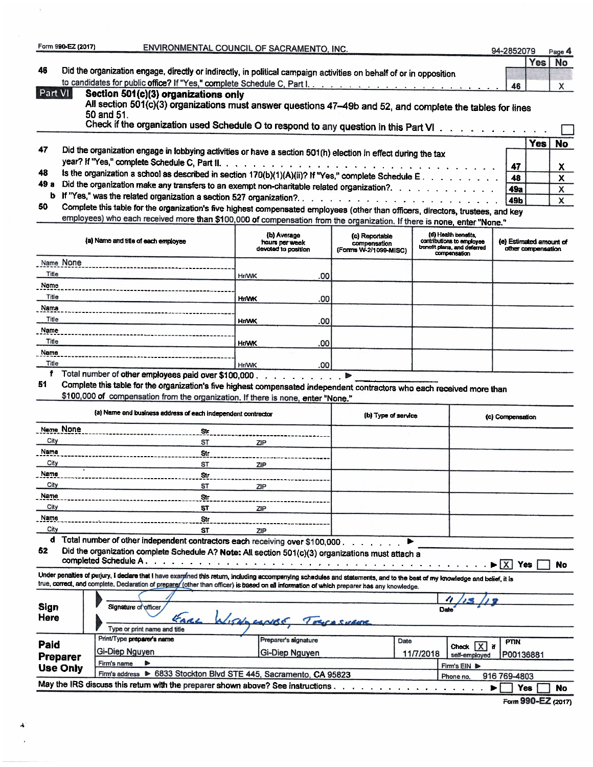Form 990-EZ (2017) ENVIRONMENTAL COUNCIL OF SACRAMENTO, INC. 94-2852079 Page 4

| | | | Yes | No |
|---|---|---|---|---|
| 46 | Did the organization engage, directly or indirectly, in political campaign activities on behalf of or in opposition to candidates for public office? If "Yes," complete Schedule C, Part I. | 46 | | X |

## Part VI Section 501(c)(3) organizations only

All section 501(c)(3) organizations must answer questions 47–49b and 52, and complete the tables for lines 50 and 51.

Check if the organization used Schedule O to respond to any question in this Part VI ☐

| | | | Yes | No |
|---|---|---|---|---|
| 47 | Did the organization engage in lobbying activities or have a section 501(h) election in effect during the tax year? If "Yes," complete Schedule C, Part II. | 47 | | X |
| 48 | Is the organization a school as described in section 170(b)(1)(A)(ii)? If "Yes," complete Schedule E | 48 | | X |
| 49 a | Did the organization make any transfers to an exempt non-charitable related organization? | 49a | | X |
| b | If "Yes," was the related organization a section 527 organization? | 49b | | X |

**50** Complete this table for the organization's five highest compensated employees (other than officers, directors, trustees, and key employees) who each received more than $100,000 of compensation from the organization. If there is none, enter "None."

| (a) Name and title of each employee | (b) Average hours per week devoted to position | (c) Reportable compensation (Forms W-2/1099-MISC) | (d) Health benefits, contributions to employee benefit plans, and deferred compensation | (e) Estimated amount of other compensation |
|---|---|---|---|---|
| Name None / Title | Hr/WK .00 | | | |
| Name / Title | Hr/WK .00 | | | |
| Name / Title | Hr/WK .00 | | | |
| Name / Title | Hr/WK .00 | | | |
| Name / Title | Hr/WK .00 | | | |

f Total number of other employees paid over $100,000 ▶

**51** Complete this table for the organization's five highest compensated independent contractors who each received more than $100,000 of compensation from the organization. If there is none, enter "None."

| (a) Name and business address of each independent contractor | (b) Type of service | (c) Compensation |
|---|---|---|
| Name None Str / City ST ZIP | | |
| Name Str / City ST ZIP | | |
| Name Str / City ST ZIP | | |
| Name Str / City ST ZIP | | |
| Name Str / City ST ZIP | | |

d Total number of other independent contractors each receiving over $100,000 ▶

**52** Did the organization complete Schedule A? **Note:** All section 501(c)(3) organizations must attach a completed Schedule A ▶ ☒ Yes ☐ No

Under penalties of perjury, I declare that I have examined this return, including accompanying schedules and statements, and to the best of my knowledge and belief, it is true, correct, and complete. Declaration of preparer (other than officer) is based on all information of which preparer has any knowledge.

**Sign Here**

Signature of officer — Date: 11/13/18

Earl Withycombe, Treasurer
Type or print name and title

**Paid Preparer Use Only**

| Print/Type preparer's name | Preparer's signature | Date | Check ☒ if self-employed | PTIN |
|---|---|---|---|---|
| Gi-Diep Nguyen | Gi-Diep Nguyen | 11/7/2018 | | P00136881 |

Firm's name ▶ | Firm's EIN ▶

Firm's address ▶ 6833 Stockton Blvd STE 445, Sacramento, CA 95823 | Phone no. 916 769-4803

May the IRS discuss this return with the preparer shown above? See instructions ▶ ☐ Yes ☐ No

Form **990-EZ** (2017)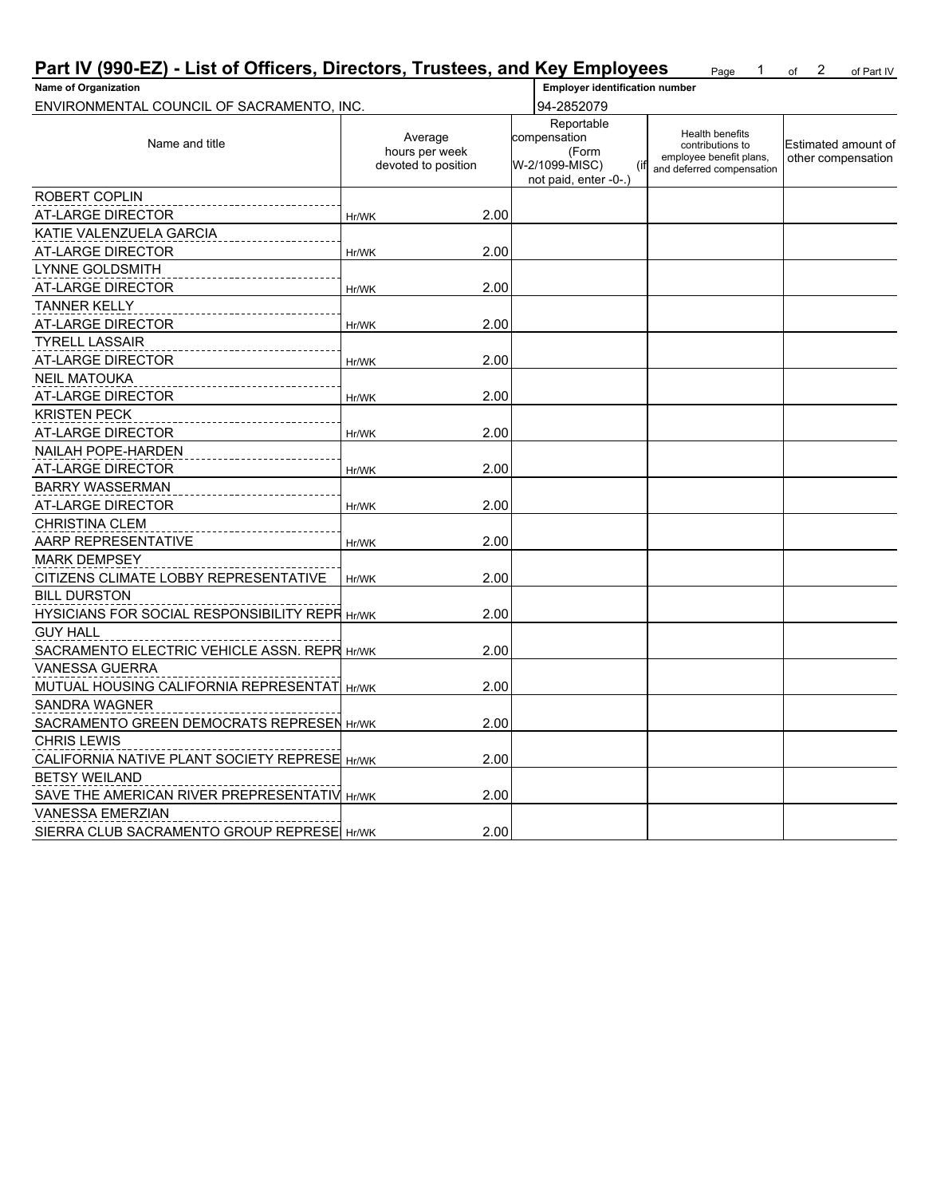## Part IV (990-EZ) - List of Officers, Directors, Trustees, and Key Employees

| Name of Organization | Employer identification number |
|---|---|
| ENVIRONMENTAL COUNCIL OF SACRAMENTO, INC. | 94-2852079 |

| Name and title | Average hours per week devoted to position | Reportable compensation (Form W-2/1099-MISC) (if not paid, enter -0-.) | Health benefits contributions to employee benefit plans, and deferred compensation | Estimated amount of other compensation |
|---|---|---|---|---|
| ROBERT COPLIN<br>AT-LARGE DIRECTOR | Hr/WK 2.00 | | | |
| KATIE VALENZUELA GARCIA<br>AT-LARGE DIRECTOR | Hr/WK 2.00 | | | |
| LYNNE GOLDSMITH<br>AT-LARGE DIRECTOR | Hr/WK 2.00 | | | |
| TANNER KELLY<br>AT-LARGE DIRECTOR | Hr/WK 2.00 | | | |
| TYRELL LASSAIR<br>AT-LARGE DIRECTOR | Hr/WK 2.00 | | | |
| NEIL MATOUKA<br>AT-LARGE DIRECTOR | Hr/WK 2.00 | | | |
| KRISTEN PECK<br>AT-LARGE DIRECTOR | Hr/WK 2.00 | | | |
| NAILAH POPE-HARDEN<br>AT-LARGE DIRECTOR | Hr/WK 2.00 | | | |
| BARRY WASSERMAN<br>AT-LARGE DIRECTOR | Hr/WK 2.00 | | | |
| CHRISTINA CLEM<br>AARP REPRESENTATIVE | Hr/WK 2.00 | | | |
| MARK DEMPSEY<br>CITIZENS CLIMATE LOBBY REPRESENTATIVE | Hr/WK 2.00 | | | |
| BILL DURSTON<br>HYSICIANS FOR SOCIAL RESPONSIBILITY REPR | Hr/WK 2.00 | | | |
| GUY HALL<br>SACRAMENTO ELECTRIC VEHICLE ASSN. REPR | Hr/WK 2.00 | | | |
| VANESSA GUERRA<br>MUTUAL HOUSING CALIFORNIA REPRESENTAT | Hr/WK 2.00 | | | |
| SANDRA WAGNER<br>SACRAMENTO GREEN DEMOCRATS REPRESEN | Hr/WK 2.00 | | | |
| CHRIS LEWIS<br>CALIFORNIA NATIVE PLANT SOCIETY REPRESE | Hr/WK 2.00 | | | |
| BETSY WEILAND<br>SAVE THE AMERICAN RIVER PREPRESENTATIV | Hr/WK 2.00 | | | |
| VANESSA EMERZIAN<br>SIERRA CLUB SACRAMENTO GROUP REPRESE | Hr/WK 2.00 | | | |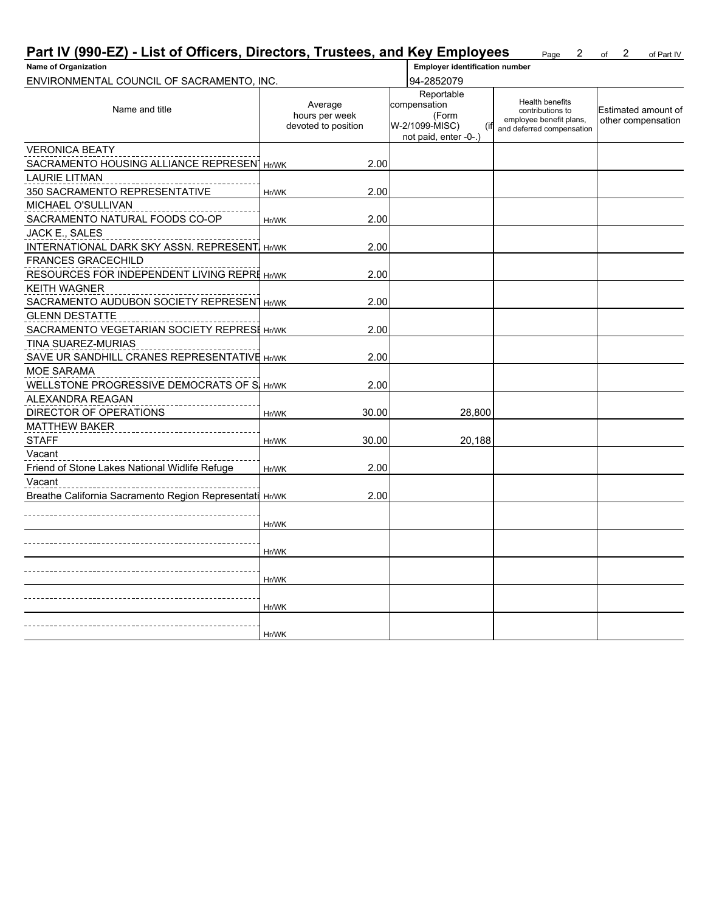## Part IV (990-EZ) - List of Officers, Directors, Trustees, and Key Employees

Page 2 of 2 of Part IV

| Name of Organization | Employer identification number |
|---|---|
| ENVIRONMENTAL COUNCIL OF SACRAMENTO, INC. | 94-2852079 |

| Name and title | Average hours per week devoted to position | | Reportable compensation (Form W-2/1099-MISC) (if not paid, enter -0-.) | Health benefits contributions to employee benefit plans, and deferred compensation | Estimated amount of other compensation |
|---|---|---|---|---|---|
| VERONICA BEATY<br>SACRAMENTO HOUSING ALLIANCE REPRESENT | Hr/WK | 2.00 | | | |
| LAURIE LITMAN<br>350 SACRAMENTO REPRESENTATIVE | Hr/WK | 2.00 | | | |
| MICHAEL O'SULLIVAN<br>SACRAMENTO NATURAL FOODS CO-OP | Hr/WK | 2.00 | | | |
| JACK E., SALES<br>INTERNATIONAL DARK SKY ASSN. REPRESENT | Hr/WK | 2.00 | | | |
| FRANCES GRACECHILD<br>RESOURCES FOR INDEPENDENT LIVING REPRE | Hr/WK | 2.00 | | | |
| KEITH WAGNER<br>SACRAMENTO AUDUBON SOCIETY REPRESENT | Hr/WK | 2.00 | | | |
| GLENN DESTATTE<br>SACRAMENTO VEGETARIAN SOCIETY REPRESE | Hr/WK | 2.00 | | | |
| TINA SUAREZ-MURIAS<br>SAVE UR SANDHILL CRANES REPRESENTATIVE | Hr/WK | 2.00 | | | |
| MOE SARAMA<br>WELLSTONE PROGRESSIVE DEMOCRATS OF S. | Hr/WK | 2.00 | | | |
| ALEXANDRA REAGAN<br>DIRECTOR OF OPERATIONS | Hr/WK | 30.00 | 28,800 | | |
| MATTHEW BAKER<br>STAFF | Hr/WK | 30.00 | 20,188 | | |
| Vacant<br>Friend of Stone Lakes National Widlife Refuge | Hr/WK | 2.00 | | | |
| Vacant<br>Breathe California Sacramento Region Representati | Hr/WK | 2.00 | | | |
| | Hr/WK | | | | |
| | Hr/WK | | | | |
| | Hr/WK | | | | |
| | Hr/WK | | | | |
| | Hr/WK | | | | |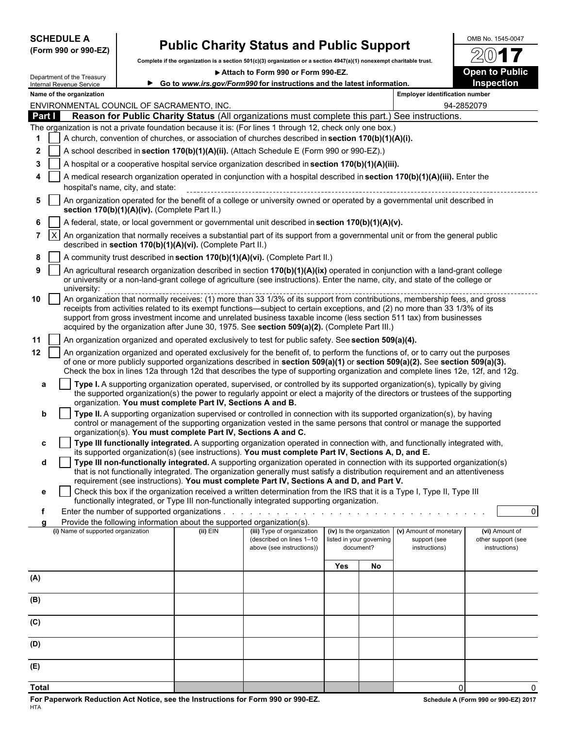**SCHEDULE A (Form 990 or 990-EZ)**

# Public Charity Status and Public Support

**Complete if the organization is a section 501(c)(3) organization or a section 4947(a)(1) nonexempt charitable trust.**

▶ **Attach to Form 990 or Form 990-EZ.**

▶ **Go to www.irs.gov/Form990 for instructions and the latest information.**

Department of the Treasury
Internal Revenue Service

OMB No. 1545-0047

**2017**

**Open to Public Inspection**

**Name of the organization:** ENVIRONMENTAL COUNCIL OF SACRAMENTO, INC.

**Employer identification number:** 94-2852079

## Part I Reason for Public Charity Status (All organizations must complete this part.) See instructions.

The organization is not a private foundation because it is: (For lines 1 through 12, check only one box.)

1 [ ] A church, convention of churches, or association of churches described in **section 170(b)(1)(A)(i).**

2 [ ] A school described in **section 170(b)(1)(A)(ii).** (Attach Schedule E (Form 990 or 990-EZ).)

3 [ ] A hospital or a cooperative hospital service organization described in **section 170(b)(1)(A)(iii).**

4 [ ] A medical research organization operated in conjunction with a hospital described in **section 170(b)(1)(A)(iii).** Enter the hospital's name, city, and state:

5 [ ] An organization operated for the benefit of a college or university owned or operated by a governmental unit described in **section 170(b)(1)(A)(iv).** (Complete Part II.)

6 [ ] A federal, state, or local government or governmental unit described in **section 170(b)(1)(A)(v).**

7 [X] An organization that normally receives a substantial part of its support from a governmental unit or from the general public described in **section 170(b)(1)(A)(vi).** (Complete Part II.)

8 [ ] A community trust described in **section 170(b)(1)(A)(vi).** (Complete Part II.)

9 [ ] An agricultural research organization described in section **170(b)(1)(A)(ix)** operated in conjunction with a land-grant college or university or a non-land-grant college of agriculture (see instructions). Enter the name, city, and state of the college or university:

10 [ ] An organization that normally receives: (1) more than 33 1/3% of its support from contributions, membership fees, and gross receipts from activities related to its exempt functions—subject to certain exceptions, and (2) no more than 33 1/3% of its support from gross investment income and unrelated business taxable income (less section 511 tax) from businesses acquired by the organization after June 30, 1975. See **section 509(a)(2).** (Complete Part III.)

11 [ ] An organization organized and operated exclusively to test for public safety. See **section 509(a)(4).**

12 [ ] An organization organized and operated exclusively for the benefit of, to perform the functions of, or to carry out the purposes of one or more publicly supported organizations described in **section 509(a)(1)** or **section 509(a)(2).** See **section 509(a)(3).** Check the box in lines 12a through 12d that describes the type of supporting organization and complete lines 12e, 12f, and 12g.

a [ ] **Type I.** A supporting organization operated, supervised, or controlled by its supported organization(s), typically by giving the supported organization(s) the power to regularly appoint or elect a majority of the directors or trustees of the supporting organization. **You must complete Part IV, Sections A and B.**

b [ ] **Type II.** A supporting organization supervised or controlled in connection with its supported organization(s), by having control or management of the supporting organization vested in the same persons that control or manage the supported organization(s). **You must complete Part IV, Sections A and C.**

c [ ] **Type III functionally integrated.** A supporting organization operated in connection with, and functionally integrated with, its supported organization(s) (see instructions). **You must complete Part IV, Sections A, D, and E.**

d [ ] **Type III non-functionally integrated.** A supporting organization operated in connection with its supported organization(s) that is not functionally integrated. The organization generally must satisfy a distribution requirement and an attentiveness requirement (see instructions). **You must complete Part IV, Sections A and D, and Part V.**

e [ ] Check this box if the organization received a written determination from the IRS that it is a Type I, Type II, Type III functionally integrated, or Type III non-functionally integrated supporting organization.

f Enter the number of supported organizations . . . . . . 0

g Provide the following information about the supported organization(s).

| | (i) Name of supported organization | (ii) EIN | (iii) Type of organization (described on lines 1–10 above (see instructions)) | (iv) Is the organization listed in your governing document? Yes | No | (v) Amount of monetary support (see instructions) | (vi) Amount of other support (see instructions) |
|---|---|---|---|---|---|---|---|
| (A) | | | | | | | |
| (B) | | | | | | | |
| (C) | | | | | | | |
| (D) | | | | | | | |
| (E) | | | | | | | |
| **Total** | | | | | | 0 | 0 |

**For Paperwork Reduction Act Notice, see the Instructions for Form 990 or 990-EZ.**

HTA

**Schedule A (Form 990 or 990-EZ) 2017**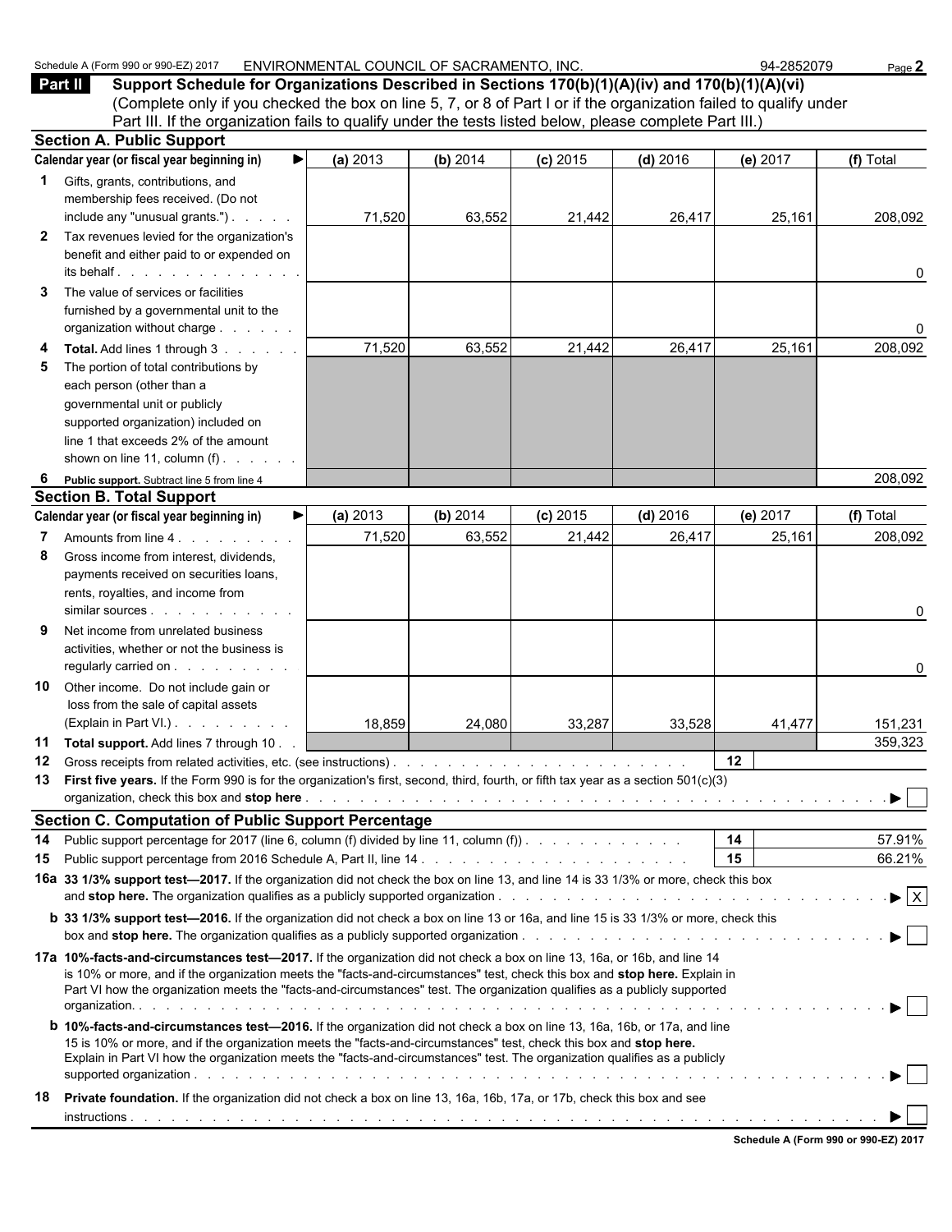## Part II Support Schedule for Organizations Described in Sections 170(b)(1)(A)(iv) and 170(b)(1)(A)(vi)

(Complete only if you checked the box on line 5, 7, or 8 of Part I or if the organization failed to qualify under Part III. If the organization fails to qualify under the tests listed below, please complete Part III.)

### Section A. Public Support

| Calendar year (or fiscal year beginning in) ▶ | (a) 2013 | (b) 2014 | (c) 2015 | (d) 2016 | (e) 2017 | (f) Total |
|---|---|---|---|---|---|---|
| **1** Gifts, grants, contributions, and membership fees received. (Do not include any "unusual grants.") | 71,520 | 63,552 | 21,442 | 26,417 | 25,161 | 208,092 |
| **2** Tax revenues levied for the organization's benefit and either paid to or expended on its behalf | | | | | | 0 |
| **3** The value of services or facilities furnished by a governmental unit to the organization without charge | | | | | | 0 |
| **4 Total.** Add lines 1 through 3 | 71,520 | 63,552 | 21,442 | 26,417 | 25,161 | 208,092 |
| **5** The portion of total contributions by each person (other than a governmental unit or publicly supported organization) included on line 1 that exceeds 2% of the amount shown on line 11, column (f) | | | | | | |
| **6 Public support.** Subtract line 5 from line 4 | | | | | | 208,092 |

### Section B. Total Support

| Calendar year (or fiscal year beginning in) ▶ | (a) 2013 | (b) 2014 | (c) 2015 | (d) 2016 | (e) 2017 | (f) Total |
|---|---|---|---|---|---|---|
| **7** Amounts from line 4 | 71,520 | 63,552 | 21,442 | 26,417 | 25,161 | 208,092 |
| **8** Gross income from interest, dividends, payments received on securities loans, rents, royalties, and income from similar sources | | | | | | 0 |
| **9** Net income from unrelated business activities, whether or not the business is regularly carried on | | | | | | 0 |
| **10** Other income. Do not include gain or loss from the sale of capital assets (Explain in Part VI.) | 18,859 | 24,080 | 33,287 | 33,528 | 41,477 | 151,231 |
| **11 Total support.** Add lines 7 through 10 | | | | | | 359,323 |

**12** Gross receipts from related activities, etc. (see instructions) . . . **12**

**13 First five years.** If the Form 990 is for the organization's first, second, third, fourth, or fifth tax year as a section 501(c)(3) organization, check this box and **stop here** . . . ▶ ☐

### Section C. Computation of Public Support Percentage

**14** Public support percentage for 2017 (line 6, column (f) divided by line 11, column (f)) . . . **14** 57.91%

**15** Public support percentage from 2016 Schedule A, Part II, line 14 . . . **15** 66.21%

**16a 33 1/3% support test—2017.** If the organization did not check the box on line 13, and line 14 is 33 1/3% or more, check this box and **stop here.** The organization qualifies as a publicly supported organization . . . ▶ ☒

**b 33 1/3% support test—2016.** If the organization did not check a box on line 13 or 16a, and line 15 is 33 1/3% or more, check this box and **stop here.** The organization qualifies as a publicly supported organization . . . ▶ ☐

**17a 10%-facts-and-circumstances test—2017.** If the organization did not check a box on line 13, 16a, or 16b, and line 14 is 10% or more, and if the organization meets the "facts-and-circumstances" test, check this box and **stop here.** Explain in Part VI how the organization meets the "facts-and-circumstances" test. The organization qualifies as a publicly supported organization . . . ▶ ☐

**b 10%-facts-and-circumstances test—2016.** If the organization did not check a box on line 13, 16a, 16b, or 17a, and line 15 is 10% or more, and if the organization meets the "facts-and-circumstances" test, check this box and **stop here.** Explain in Part VI how the organization meets the "facts-and-circumstances" test. The organization qualifies as a publicly supported organization . . . ▶ ☐

**18 Private foundation.** If the organization did not check a box on line 13, 16a, 16b, 17a, or 17b, check this box and see instructions . . . ▶ ☐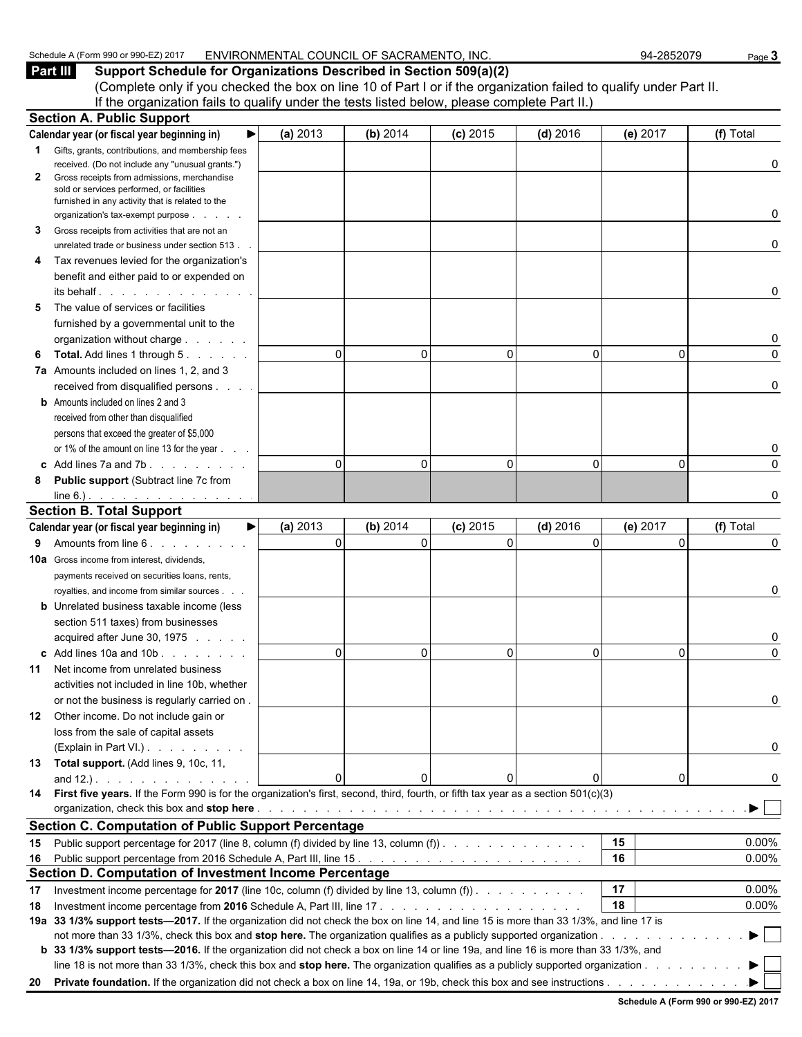Schedule A (Form 990 or 990-EZ) 2017 ENVIRONMENTAL COUNCIL OF SACRAMENTO, INC. 94-2852079

## Part III Support Schedule for Organizations Described in Section 509(a)(2)

(Complete only if you checked the box on line 10 of Part I or if the organization failed to qualify under Part II. If the organization fails to qualify under the tests listed below, please complete Part II.)

### Section A. Public Support

| Calendar year (or fiscal year beginning in) ▶ | (a) 2013 | (b) 2014 | (c) 2015 | (d) 2016 | (e) 2017 | (f) Total |
|---|---|---|---|---|---|---|
| **1** Gifts, grants, contributions, and membership fees received. (Do not include any "unusual grants.") | | | | | | 0 |
| **2** Gross receipts from admissions, merchandise sold or services performed, or facilities furnished in any activity that is related to the organization's tax-exempt purpose | | | | | | 0 |
| **3** Gross receipts from activities that are not an unrelated trade or business under section 513 | | | | | | 0 |
| **4** Tax revenues levied for the organization's benefit and either paid to or expended on its behalf | | | | | | 0 |
| **5** The value of services or facilities furnished by a governmental unit to the organization without charge | | | | | | 0 |
| **6** **Total.** Add lines 1 through 5 | 0 | 0 | 0 | 0 | 0 | 0 |
| **7a** Amounts included on lines 1, 2, and 3 received from disqualified persons | | | | | | 0 |
| **b** Amounts included on lines 2 and 3 received from other than disqualified persons that exceed the greater of $5,000 or 1% of the amount on line 13 for the year | | | | | | 0 |
| **c** Add lines 7a and 7b | 0 | 0 | 0 | 0 | 0 | 0 |
| **8** **Public support** (Subtract line 7c from line 6.) | | | | | | 0 |

### Section B. Total Support

| Calendar year (or fiscal year beginning in) ▶ | (a) 2013 | (b) 2014 | (c) 2015 | (d) 2016 | (e) 2017 | (f) Total |
|---|---|---|---|---|---|---|
| **9** Amounts from line 6 | 0 | 0 | 0 | 0 | 0 | 0 |
| **10a** Gross income from interest, dividends, payments received on securities loans, rents, royalties, and income from similar sources | | | | | | 0 |
| **b** Unrelated business taxable income (less section 511 taxes) from businesses acquired after June 30, 1975 | | | | | | 0 |
| **c** Add lines 10a and 10b | 0 | 0 | 0 | 0 | 0 | 0 |
| **11** Net income from unrelated business activities not included in line 10b, whether or not the business is regularly carried on | | | | | | 0 |
| **12** Other income. Do not include gain or loss from the sale of capital assets (Explain in Part VI.) | | | | | | 0 |
| **13** **Total support.** (Add lines 9, 10c, 11, and 12.) | 0 | 0 | 0 | 0 | 0 | 0 |

**14** **First five years.** If the Form 990 is for the organization's first, second, third, fourth, or fifth tax year as a section 501(c)(3) organization, check this box and **stop here** ▶ ☐

### Section C. Computation of Public Support Percentage

| | | | |
|---|---|---|---|
| **15** | Public support percentage for 2017 (line 8, column (f) divided by line 13, column (f)) | 15 | 0.00% |
| **16** | Public support percentage from 2016 Schedule A, Part III, line 15 | 16 | 0.00% |

### Section D. Computation of Investment Income Percentage

| | | | |
|---|---|---|---|
| **17** | Investment income percentage for **2017** (line 10c, column (f) divided by line 13, column (f)) | 17 | 0.00% |
| **18** | Investment income percentage from **2016** Schedule A, Part III, line 17 | 18 | 0.00% |

**19a** **33 1/3% support tests—2017.** If the organization did not check the box on line 14, and line 15 is more than 33 1/3%, and line 17 is not more than 33 1/3%, check this box and **stop here.** The organization qualifies as a publicly supported organization ▶ ☐

**b** **33 1/3% support tests—2016.** If the organization did not check a box on line 14 or line 19a, and line 16 is more than 33 1/3%, and line 18 is not more than 33 1/3%, check this box and **stop here.** The organization qualifies as a publicly supported organization ▶ ☐

**20** **Private foundation.** If the organization did not check a box on line 14, 19a, or 19b, check this box and see instructions ▶ ☐

Schedule A (Form 990 or 990-EZ) 2017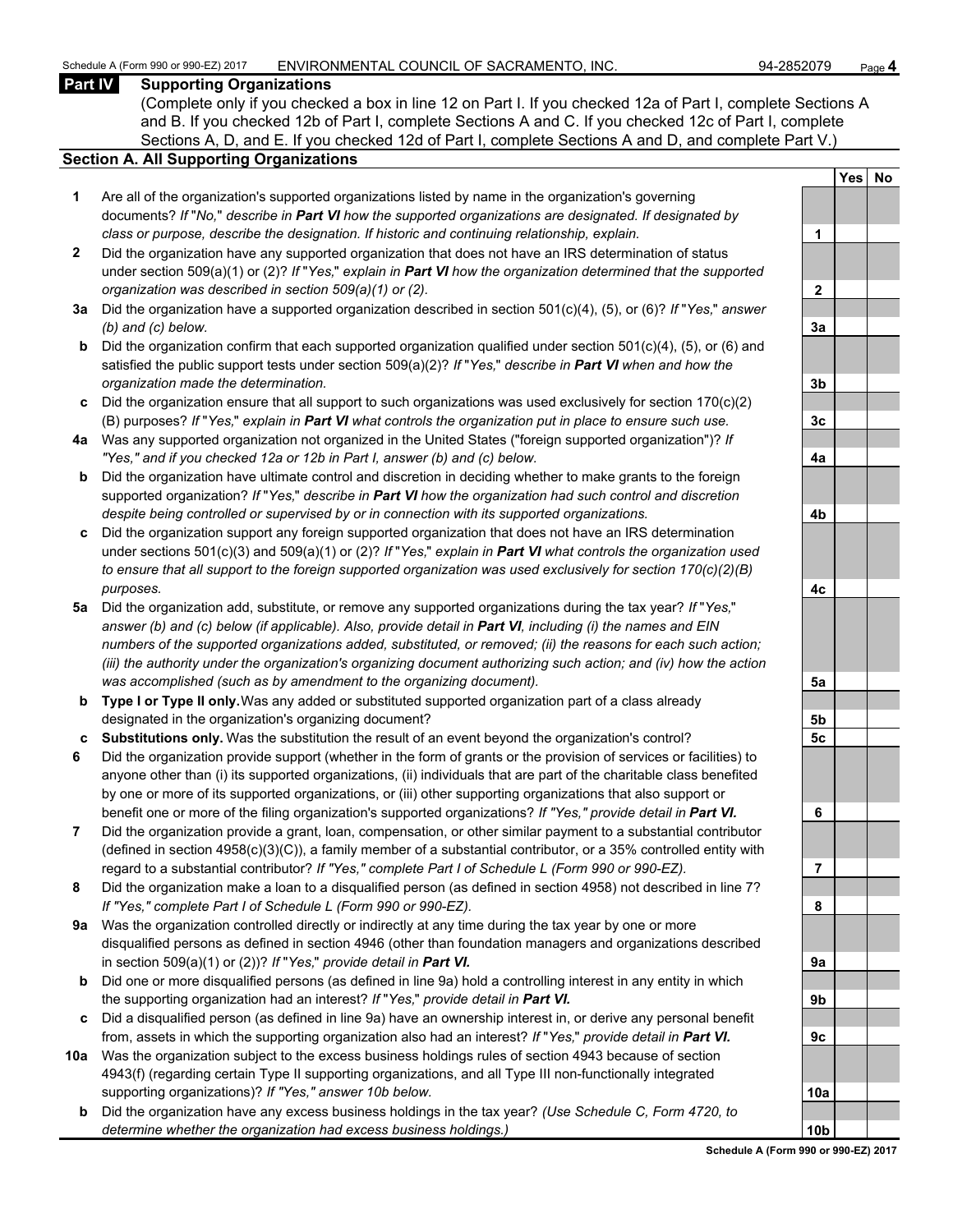Schedule A (Form 990 or 990-EZ) 2017 ENVIRONMENTAL COUNCIL OF SACRAMENTO, INC. 94-2852079

## Part IV Supporting Organizations

(Complete only if you checked a box in line 12 on Part I. If you checked 12a of Part I, complete Sections A and B. If you checked 12b of Part I, complete Sections A and C. If you checked 12c of Part I, complete Sections A, D, and E. If you checked 12d of Part I, complete Sections A and D, and complete Part V.)

### Section A. All Supporting Organizations

| | | | Yes | No |
|---|---|---|---|---|
| **1** | Are all of the organization's supported organizations listed by name in the organization's governing documents? *If "No," describe in **Part VI** how the supported organizations are designated. If designated by class or purpose, describe the designation. If historic and continuing relationship, explain.* | 1 | | |
| **2** | Did the organization have any supported organization that does not have an IRS determination of status under section 509(a)(1) or (2)? *If "Yes," explain in **Part VI** how the organization determined that the supported organization was described in section 509(a)(1) or (2).* | 2 | | |
| **3a** | Did the organization have a supported organization described in section 501(c)(4), (5), or (6)? *If "Yes," answer (b) and (c) below.* | 3a | | |
| **b** | Did the organization confirm that each supported organization qualified under section 501(c)(4), (5), or (6) and satisfied the public support tests under section 509(a)(2)? *If "Yes," describe in **Part VI** when and how the organization made the determination.* | 3b | | |
| **c** | Did the organization ensure that all support to such organizations was used exclusively for section 170(c)(2)(B) purposes? *If "Yes," explain in **Part VI** what controls the organization put in place to ensure such use.* | 3c | | |
| **4a** | Was any supported organization not organized in the United States ("foreign supported organization")? *If "Yes," and if you checked 12a or 12b in Part I, answer (b) and (c) below.* | 4a | | |
| **b** | Did the organization have ultimate control and discretion in deciding whether to make grants to the foreign supported organization? *If "Yes," describe in **Part VI** how the organization had such control and discretion despite being controlled or supervised by or in connection with its supported organizations.* | 4b | | |
| **c** | Did the organization support any foreign supported organization that does not have an IRS determination under sections 501(c)(3) and 509(a)(1) or (2)? *If "Yes," explain in **Part VI** what controls the organization used to ensure that all support to the foreign supported organization was used exclusively for section 170(c)(2)(B) purposes.* | 4c | | |
| **5a** | Did the organization add, substitute, or remove any supported organizations during the tax year? *If "Yes," answer (b) and (c) below (if applicable). Also, provide detail in **Part VI**, including (i) the names and EIN numbers of the supported organizations added, substituted, or removed; (ii) the reasons for each such action; (iii) the authority under the organization's organizing document authorizing such action; and (iv) how the action was accomplished (such as by amendment to the organizing document).* | 5a | | |
| **b** | **Type I or Type II only.** Was any added or substituted supported organization part of a class already designated in the organization's organizing document? | 5b | | |
| **c** | **Substitutions only.** Was the substitution the result of an event beyond the organization's control? | 5c | | |
| **6** | Did the organization provide support (whether in the form of grants or the provision of services or facilities) to anyone other than (i) its supported organizations, (ii) individuals that are part of the charitable class benefited by one or more of its supported organizations, or (iii) other supporting organizations that also support or benefit one or more of the filing organization's supported organizations? *If "Yes," provide detail in **Part VI.*** | 6 | | |
| **7** | Did the organization provide a grant, loan, compensation, or other similar payment to a substantial contributor (defined in section 4958(c)(3)(C)), a family member of a substantial contributor, or a 35% controlled entity with regard to a substantial contributor? *If "Yes," complete Part I of Schedule L (Form 990 or 990-EZ).* | 7 | | |
| **8** | Did the organization make a loan to a disqualified person (as defined in section 4958) not described in line 7? *If "Yes," complete Part I of Schedule L (Form 990 or 990-EZ).* | 8 | | |
| **9a** | Was the organization controlled directly or indirectly at any time during the tax year by one or more disqualified persons as defined in section 4946 (other than foundation managers and organizations described in section 509(a)(1) or (2))? *If "Yes," provide detail in **Part VI.*** | 9a | | |
| **b** | Did one or more disqualified persons (as defined in line 9a) hold a controlling interest in any entity in which the supporting organization had an interest? *If "Yes," provide detail in **Part VI.*** | 9b | | |
| **c** | Did a disqualified person (as defined in line 9a) have an ownership interest in, or derive any personal benefit from, assets in which the supporting organization also had an interest? *If "Yes," provide detail in **Part VI.*** | 9c | | |
| **10a** | Was the organization subject to the excess business holdings rules of section 4943 because of section 4943(f) (regarding certain Type II supporting organizations, and all Type III non-functionally integrated supporting organizations)? *If "Yes," answer 10b below.* | 10a | | |
| **b** | Did the organization have any excess business holdings in the tax year? *(Use Schedule C, Form 4720, to determine whether the organization had excess business holdings.)* | 10b | | |

**Schedule A (Form 990 or 990-EZ) 2017**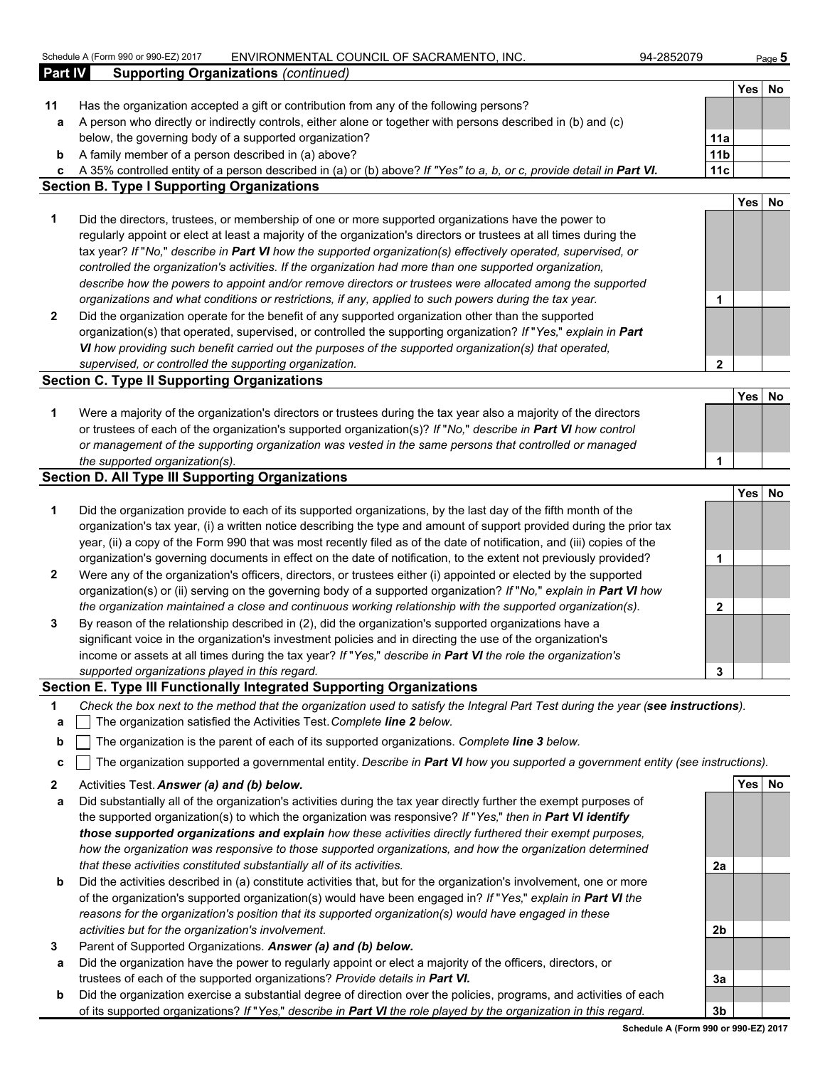## Part IV Supporting Organizations *(continued)*

| | | | Yes | No |
|---|---|---|---|---|
| **11** | Has the organization accepted a gift or contribution from any of the following persons? | | | |
| **a** | A person who directly or indirectly controls, either alone or together with persons described in (b) and (c) below, the governing body of a supported organization? | **11a** | | |
| **b** | A family member of a person described in (a) above? | **11b** | | |
| **c** | A 35% controlled entity of a person described in (a) or (b) above? *If "Yes" to a, b, or c, provide detail in* ***Part VI.*** | **11c** | | |

### Section B. Type I Supporting Organizations

| | | | Yes | No |
|---|---|---|---|---|
| **1** | Did the directors, trustees, or membership of one or more supported organizations have the power to regularly appoint or elect at least a majority of the organization's directors or trustees at all times during the tax year? *If "No," describe in* ***Part VI*** *how the supported organization(s) effectively operated, supervised, or controlled the organization's activities. If the organization had more than one supported organization, describe how the powers to appoint and/or remove directors or trustees were allocated among the supported organizations and what conditions or restrictions, if any, applied to such powers during the tax year.* | **1** | | |
| **2** | Did the organization operate for the benefit of any supported organization other than the supported organization(s) that operated, supervised, or controlled the supporting organization? *If "Yes," explain in* ***Part VI*** *how providing such benefit carried out the purposes of the supported organization(s) that operated, supervised, or controlled the supporting organization.* | **2** | | |

### Section C. Type II Supporting Organizations

| | | | Yes | No |
|---|---|---|---|---|
| **1** | Were a majority of the organization's directors or trustees during the tax year also a majority of the directors or trustees of each of the organization's supported organization(s)? *If "No," describe in* ***Part VI*** *how control or management of the supporting organization was vested in the same persons that controlled or managed the supported organization(s).* | **1** | | |

### Section D. All Type III Supporting Organizations

| | | | Yes | No |
|---|---|---|---|---|
| **1** | Did the organization provide to each of its supported organizations, by the last day of the fifth month of the organization's tax year, (i) a written notice describing the type and amount of support provided during the prior tax year, (ii) a copy of the Form 990 that was most recently filed as of the date of notification, and (iii) copies of the organization's governing documents in effect on the date of notification, to the extent not previously provided? | **1** | | |
| **2** | Were any of the organization's officers, directors, or trustees either (i) appointed or elected by the supported organization(s) or (ii) serving on the governing body of a supported organization? *If "No," explain in* ***Part VI*** *how the organization maintained a close and continuous working relationship with the supported organization(s).* | **2** | | |
| **3** | By reason of the relationship described in (2), did the organization's supported organizations have a significant voice in the organization's investment policies and in directing the use of the organization's income or assets at all times during the tax year? *If "Yes," describe in* ***Part VI*** *the role the organization's supported organizations played in this regard.* | **3** | | |

### Section E. Type III Functionally Integrated Supporting Organizations

**1** *Check the box next to the method that the organization used to satisfy the Integral Part Test during the year (**see instructions**).*

- **a** ☐ The organization satisfied the Activities Test. *Complete **line 2** below.*
- **b** ☐ The organization is the parent of each of its supported organizations. *Complete **line 3** below.*
- **c** ☐ The organization supported a governmental entity. *Describe in **Part VI** how you supported a government entity (see instructions).*

| | | | Yes | No |
|---|---|---|---|---|
| **2** | Activities Test. ***Answer (a) and (b) below.*** | | | |
| **a** | Did substantially all of the organization's activities during the tax year directly further the exempt purposes of the supported organization(s) to which the organization was responsive? *If "Yes," then in* ***Part VI identify those supported organizations and explain*** *how these activities directly furthered their exempt purposes, how the organization was responsive to those supported organizations, and how the organization determined that these activities constituted substantially all of its activities.* | **2a** | | |
| **b** | Did the activities described in (a) constitute activities that, but for the organization's involvement, one or more of the organization's supported organization(s) would have been engaged in? *If "Yes," explain in* ***Part VI*** *the reasons for the organization's position that its supported organization(s) would have engaged in these activities but for the organization's involvement.* | **2b** | | |
| **3** | Parent of Supported Organizations. ***Answer (a) and (b) below.*** | | | |
| **a** | Did the organization have the power to regularly appoint or elect a majority of the officers, directors, or trustees of each of the supported organizations? ***Provide details in Part VI.*** | **3a** | | |
| **b** | Did the organization exercise a substantial degree of direction over the policies, programs, and activities of each of its supported organizations? *If "Yes," describe in* ***Part VI*** *the role played by the organization in this regard.* | **3b** | | |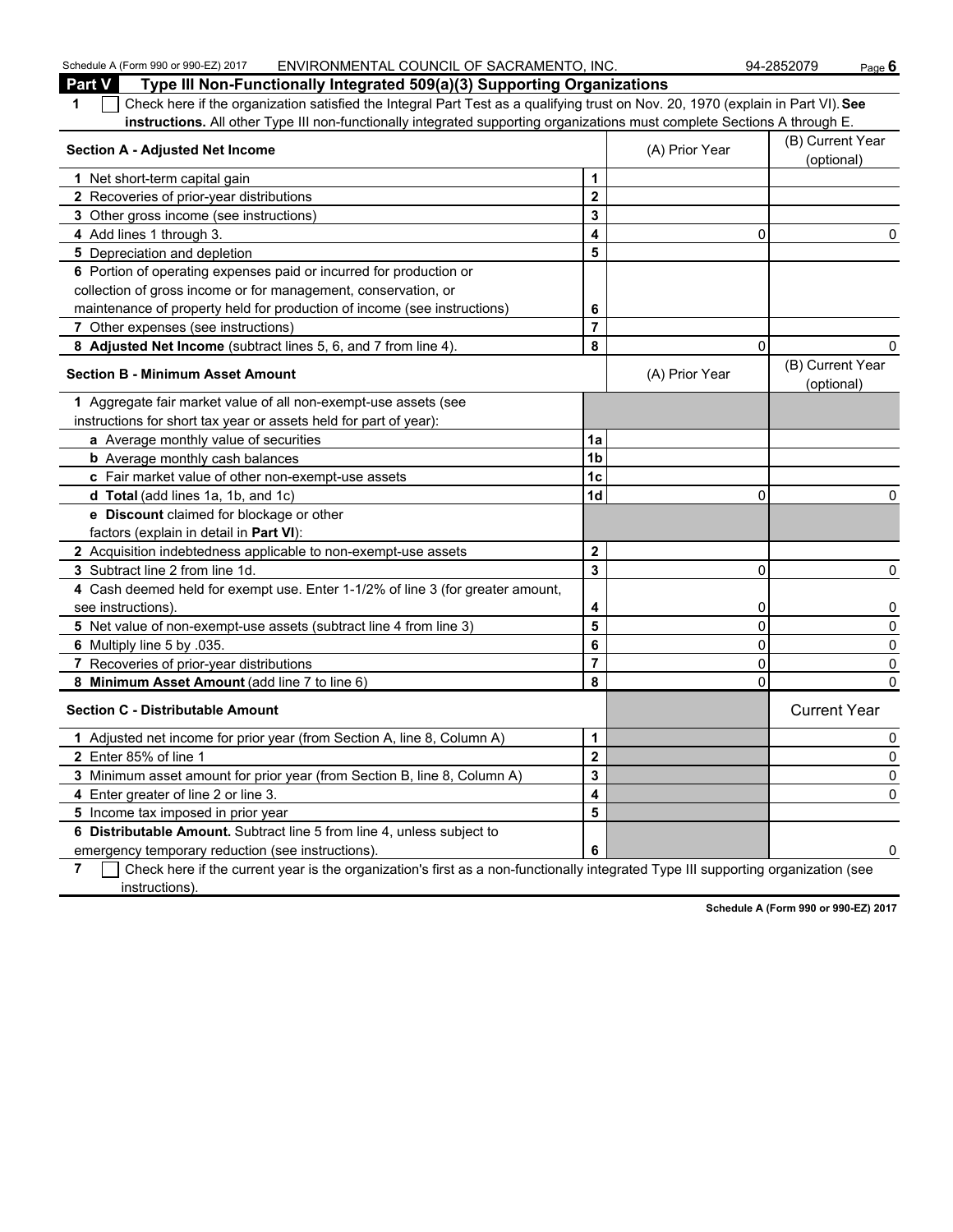## Part V Type III Non-Functionally Integrated 509(a)(3) Supporting Organizations

**1** ☐ Check here if the organization satisfied the Integral Part Test as a qualifying trust on Nov. 20, 1970 (explain in Part VI). **See instructions.** All other Type III non-functionally integrated supporting organizations must complete Sections A through E.

| Section A - Adjusted Net Income | | (A) Prior Year | (B) Current Year (optional) |
|---|---|---|---|
| 1 Net short-term capital gain | 1 | | |
| 2 Recoveries of prior-year distributions | 2 | | |
| 3 Other gross income (see instructions) | 3 | | |
| 4 Add lines 1 through 3. | 4 | 0 | 0 |
| 5 Depreciation and depletion | 5 | | |
| 6 Portion of operating expenses paid or incurred for production or collection of gross income or for management, conservation, or maintenance of property held for production of income (see instructions) | 6 | | |
| 7 Other expenses (see instructions) | 7 | | |
| 8 **Adjusted Net Income** (subtract lines 5, 6, and 7 from line 4). | 8 | 0 | 0 |

| Section B - Minimum Asset Amount | | (A) Prior Year | (B) Current Year (optional) |
|---|---|---|---|
| 1 Aggregate fair market value of all non-exempt-use assets (see instructions for short tax year or assets held for part of year): | | | |
| a Average monthly value of securities | 1a | | |
| b Average monthly cash balances | 1b | | |
| c Fair market value of other non-exempt-use assets | 1c | | |
| d **Total** (add lines 1a, 1b, and 1c) | 1d | 0 | 0 |
| e **Discount** claimed for blockage or other factors (explain in detail in **Part VI**): | | | |
| 2 Acquisition indebtedness applicable to non-exempt-use assets | 2 | | |
| 3 Subtract line 2 from line 1d. | 3 | 0 | 0 |
| 4 Cash deemed held for exempt use. Enter 1-1/2% of line 3 (for greater amount, see instructions). | 4 | 0 | 0 |
| 5 Net value of non-exempt-use assets (subtract line 4 from line 3) | 5 | 0 | 0 |
| 6 Multiply line 5 by .035. | 6 | 0 | 0 |
| 7 Recoveries of prior-year distributions | 7 | 0 | 0 |
| 8 **Minimum Asset Amount** (add line 7 to line 6) | 8 | 0 | 0 |

| Section C - Distributable Amount | | | Current Year |
|---|---|---|---|
| 1 Adjusted net income for prior year (from Section A, line 8, Column A) | 1 | | 0 |
| 2 Enter 85% of line 1 | 2 | | 0 |
| 3 Minimum asset amount for prior year (from Section B, line 8, Column A) | 3 | | 0 |
| 4 Enter greater of line 2 or line 3. | 4 | | 0 |
| 5 Income tax imposed in prior year | 5 | | |
| 6 **Distributable Amount.** Subtract line 5 from line 4, unless subject to emergency temporary reduction (see instructions). | 6 | | 0 |

**7** ☐ Check here if the current year is the organization's first as a non-functionally integrated Type III supporting organization (see instructions).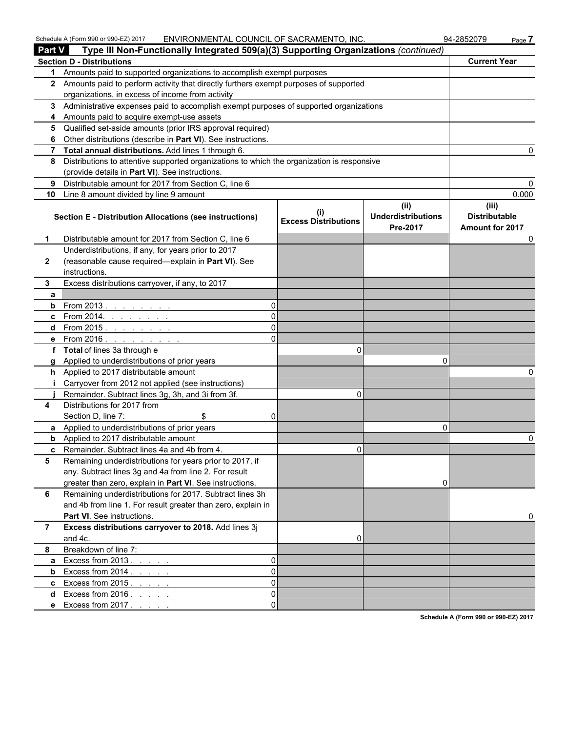## Part V Type III Non-Functionally Integrated 509(a)(3) Supporting Organizations *(continued)*

| Section D - Distributions | | Current Year |
|---|---|---|
| 1 | Amounts paid to supported organizations to accomplish exempt purposes | |
| 2 | Amounts paid to perform activity that directly furthers exempt purposes of supported organizations, in excess of income from activity | |
| 3 | Administrative expenses paid to accomplish exempt purposes of supported organizations | |
| 4 | Amounts paid to acquire exempt-use assets | |
| 5 | Qualified set-aside amounts (prior IRS approval required) | |
| 6 | Other distributions (describe in **Part VI**). See instructions. | |
| 7 | **Total annual distributions.** Add lines 1 through 6. | 0 |
| 8 | Distributions to attentive supported organizations to which the organization is responsive (provide details in **Part VI**). See instructions. | |
| 9 | Distributable amount for 2017 from Section C, line 6 | 0 |
| 10 | Line 8 amount divided by line 9 amount | 0.000 |

| | Section E - Distribution Allocations (see instructions) | | (i) Excess Distributions | (ii) Underdistributions Pre-2017 | (iii) Distributable Amount for 2017 |
|---|---|---|---|---|---|
| 1 | Distributable amount for 2017 from Section C, line 6 | | | | 0 |
| 2 | Underdistributions, if any, for years prior to 2017 (reasonable cause required—explain in **Part VI**). See instructions. | | | | |
| 3 | Excess distributions carryover, if any, to 2017 | | | | |
| a | | | | | |
| b | From 2013 | 0 | | | |
| c | From 2014 | 0 | | | |
| d | From 2015 | 0 | | | |
| e | From 2016 | 0 | | | |
| f | **Total** of lines 3a through e | | 0 | | |
| g | Applied to underdistributions of prior years | | | 0 | |
| h | Applied to 2017 distributable amount | | | | 0 |
| i | Carryover from 2012 not applied (see instructions) | | | | |
| j | Remainder. Subtract lines 3g, 3h, and 3i from 3f. | | 0 | | |
| 4 | Distributions for 2017 from Section D, line 7: $ | 0 | | | |
| a | Applied to underdistributions of prior years | | | 0 | |
| b | Applied to 2017 distributable amount | | | | 0 |
| c | Remainder. Subtract lines 4a and 4b from 4. | | 0 | | |
| 5 | Remaining underdistributions for years prior to 2017, if any. Subtract lines 3g and 4a from line 2. For result greater than zero, explain in **Part VI**. See instructions. | | | 0 | |
| 6 | Remaining underdistributions for 2017. Subtract lines 3h and 4b from line 1. For result greater than zero, explain in **Part VI**. See instructions. | | | | 0 |
| 7 | **Excess distributions carryover to 2018.** Add lines 3j and 4c. | | 0 | | |
| 8 | Breakdown of line 7: | | | | |
| a | Excess from 2013 | 0 | | | |
| b | Excess from 2014 | 0 | | | |
| c | Excess from 2015 | 0 | | | |
| d | Excess from 2016 | 0 | | | |
| e | Excess from 2017 | 0 | | | |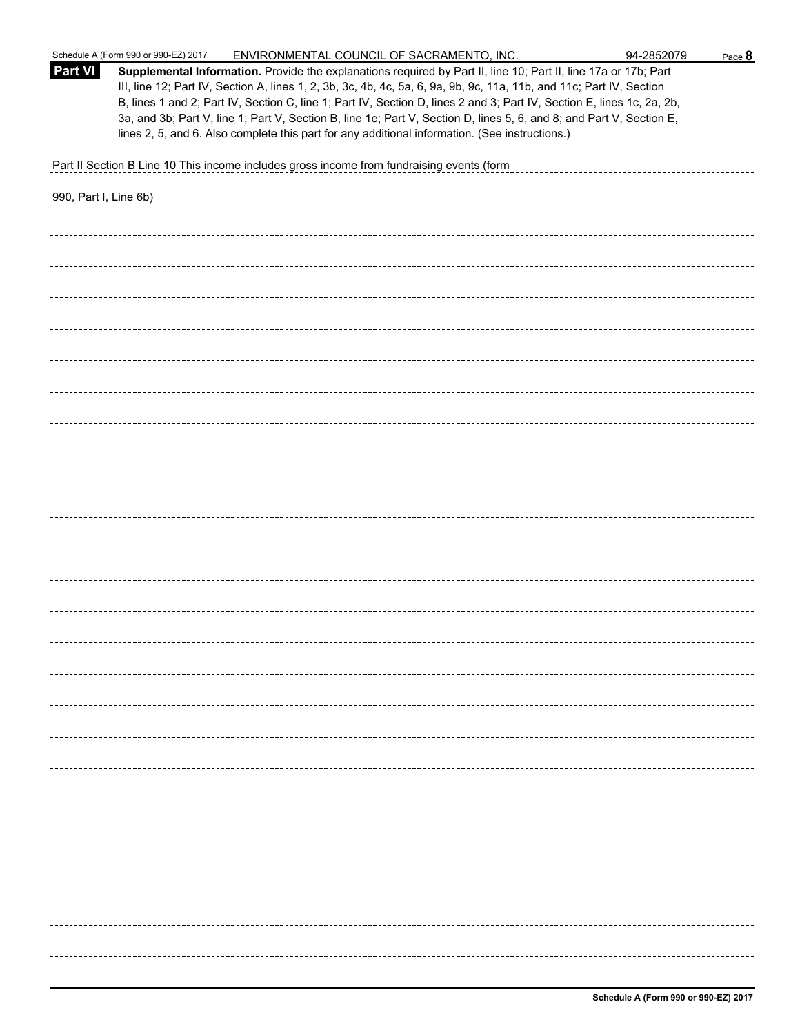Schedule A (Form 990 or 990-EZ) 2017 ENVIRONMENTAL COUNCIL OF SACRAMENTO, INC. 94-2852079 Page **8**

**Part VI** **Supplemental Information.** Provide the explanations required by Part II, line 10; Part II, line 17a or 17b; Part III, line 12; Part IV, Section A, lines 1, 2, 3b, 3c, 4b, 4c, 5a, 6, 9a, 9b, 9c, 11a, 11b, and 11c; Part IV, Section B, lines 1 and 2; Part IV, Section C, line 1; Part IV, Section D, lines 2 and 3; Part IV, Section E, lines 1c, 2a, 2b, 3a, and 3b; Part V, line 1; Part V, Section B, line 1e; Part V, Section D, lines 5, 6, and 8; and Part V, Section E, lines 2, 5, and 6. Also complete this part for any additional information. (See instructions.)

Part II Section B Line 10 This income includes gross income from fundraising events (form 990, Part I, Line 6b)

**Schedule A (Form 990 or 990-EZ) 2017**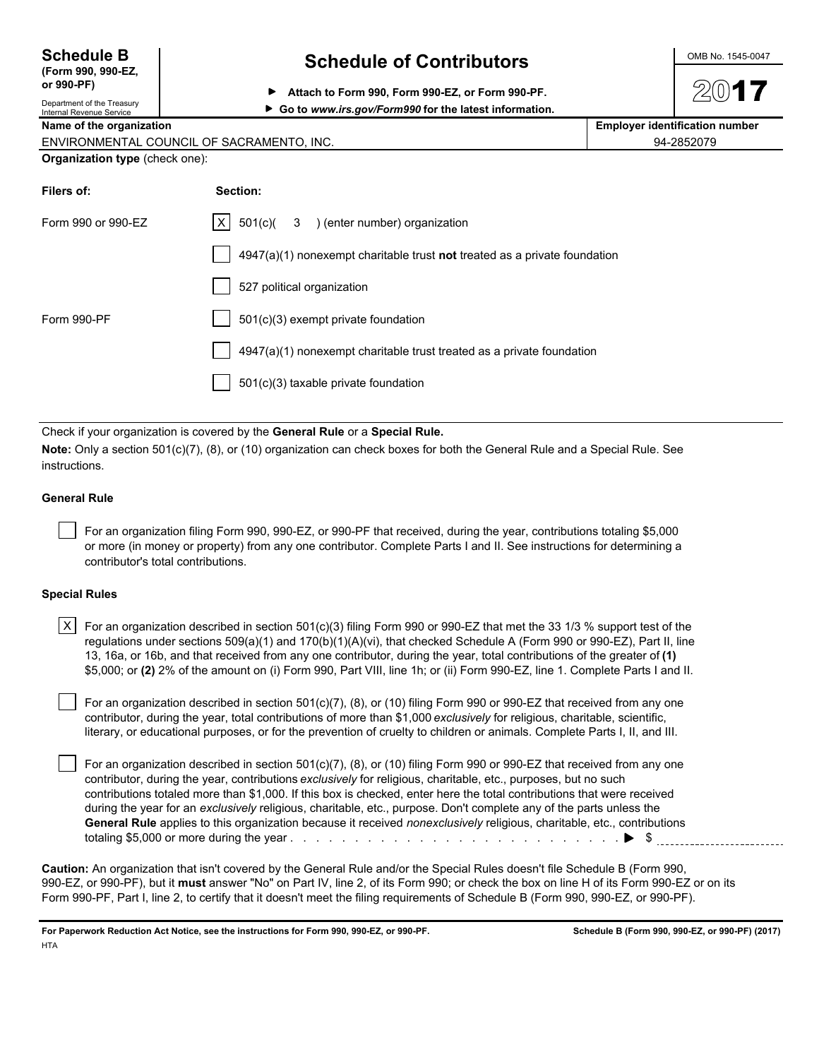**Schedule B**
**(Form 990, 990-EZ, or 990-PF)**
Department of the Treasury
Internal Revenue Service

# Schedule of Contributors

▶ **Attach to Form 990, Form 990-EZ, or Form 990-PF.**
▶ **Go to *www.irs.gov/Form990* for the latest information.**

OMB No. 1545-0047

**2017**

| **Name of the organization** | **Employer identification number** |
|---|---|
| ENVIRONMENTAL COUNCIL OF SACRAMENTO, INC. | 94-2852079 |

**Organization type** (check one):

| **Filers of:** | **Section:** |
|---|---|
| Form 990 or 990-EZ | [X] 501(c)( 3 ) (enter number) organization |
| | [ ] 4947(a)(1) nonexempt charitable trust **not** treated as a private foundation |
| | [ ] 527 political organization |
| Form 990-PF | [ ] 501(c)(3) exempt private foundation |
| | [ ] 4947(a)(1) nonexempt charitable trust treated as a private foundation |
| | [ ] 501(c)(3) taxable private foundation |

Check if your organization is covered by the **General Rule** or a **Special Rule.**

**Note:** Only a section 501(c)(7), (8), or (10) organization can check boxes for both the General Rule and a Special Rule. See instructions.

**General Rule**

[ ] For an organization filing Form 990, 990-EZ, or 990-PF that received, during the year, contributions totaling $5,000 or more (in money or property) from any one contributor. Complete Parts I and II. See instructions for determining a contributor's total contributions.

**Special Rules**

[X] For an organization described in section 501(c)(3) filing Form 990 or 990-EZ that met the 33 1/3 % support test of the regulations under sections 509(a)(1) and 170(b)(1)(A)(vi), that checked Schedule A (Form 990 or 990-EZ), Part II, line 13, 16a, or 16b, and that received from any one contributor, during the year, total contributions of the greater of **(1)** $5,000; or **(2)** 2% of the amount on (i) Form 990, Part VIII, line 1h; or (ii) Form 990-EZ, line 1. Complete Parts I and II.

[ ] For an organization described in section 501(c)(7), (8), or (10) filing Form 990 or 990-EZ that received from any one contributor, during the year, total contributions of more than $1,000 *exclusively* for religious, charitable, scientific, literary, or educational purposes, or for the prevention of cruelty to children or animals. Complete Parts I, II, and III.

[ ] For an organization described in section 501(c)(7), (8), or (10) filing Form 990 or 990-EZ that received from any one contributor, during the year, contributions *exclusively* for religious, charitable, etc., purposes, but no such contributions totaled more than $1,000. If this box is checked, enter here the total contributions that were received during the year for an *exclusively* religious, charitable, etc., purpose. Don't complete any of the parts unless the **General Rule** applies to this organization because it received *nonexclusively* religious, charitable, etc., contributions totaling $5,000 or more during the year . . . . . . . . . . . . . . . . . . . . . . . . . . . . . ▶ $ ____________

**Caution:** An organization that isn't covered by the General Rule and/or the Special Rules doesn't file Schedule B (Form 990, 990-EZ, or 990-PF), but it **must** answer "No" on Part IV, line 2, of its Form 990; or check the box on line H of its Form 990-EZ or on its Form 990-PF, Part I, line 2, to certify that it doesn't meet the filing requirements of Schedule B (Form 990, 990-EZ, or 990-PF).

**For Paperwork Reduction Act Notice, see the instructions for Form 990, 990-EZ, or 990-PF.** **Schedule B (Form 990, 990-EZ, or 990-PF) (2017)**

HTA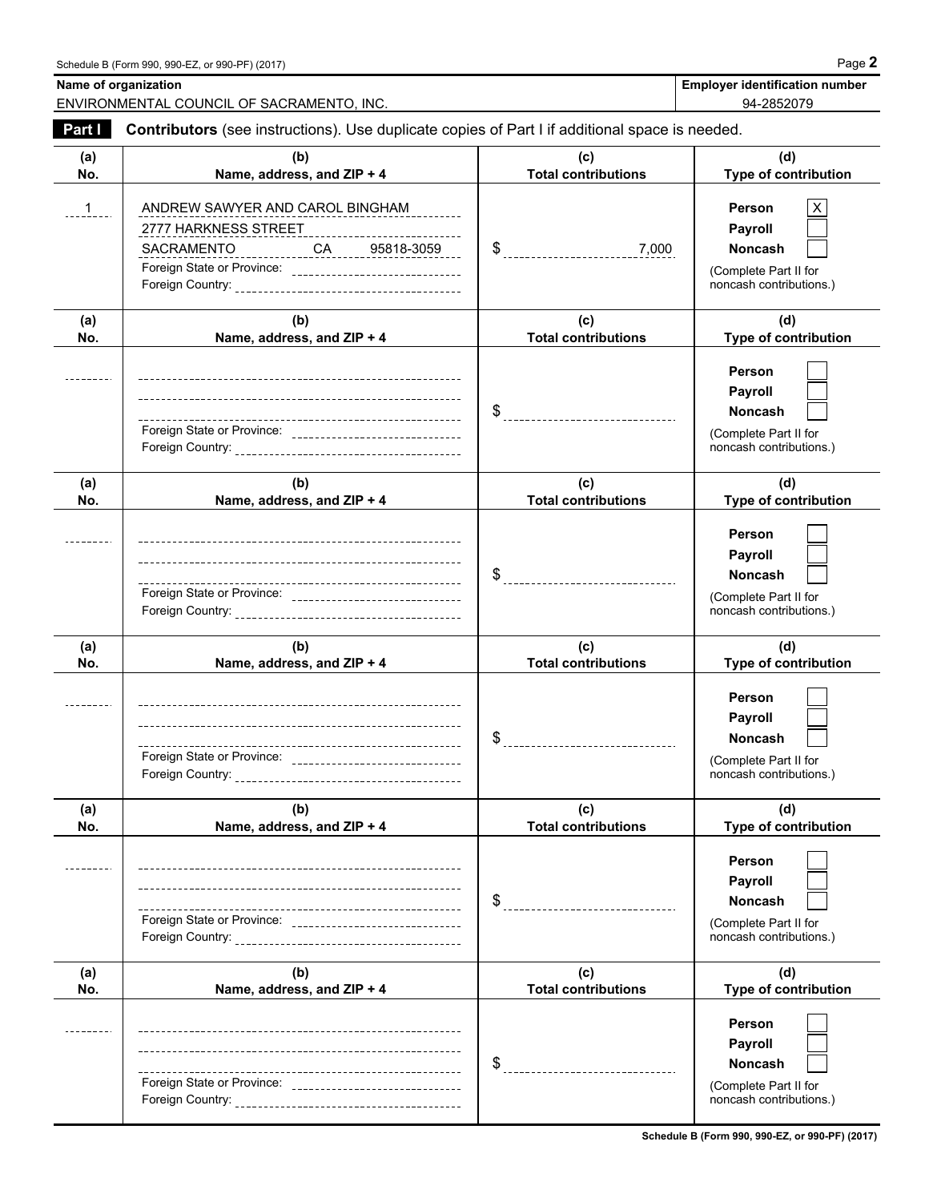Schedule B (Form 990, 990-EZ, or 990-PF) (2017)

| Name of organization | Employer identification number |
| --- | --- |
| ENVIRONMENTAL COUNCIL OF SACRAMENTO, INC. | 94-2852079 |

**Part I** **Contributors** (see instructions). Use duplicate copies of Part I if additional space is needed.

| (a) No. | (b) Name, address, and ZIP + 4 | (c) Total contributions | (d) Type of contribution |
| --- | --- | --- | --- |
| 1 | ANDREW SAWYER AND CAROL BINGHAM<br>2777 HARKNESS STREET<br>SACRAMENTO CA 95818-3059<br>Foreign State or Province:<br>Foreign Country: | $ 7,000 | Person [X]<br>Payroll [ ]<br>Noncash [ ]<br>(Complete Part II for noncash contributions.) |
| | Foreign State or Province:<br>Foreign Country: | $ | Person [ ]<br>Payroll [ ]<br>Noncash [ ]<br>(Complete Part II for noncash contributions.) |
| | Foreign State or Province:<br>Foreign Country: | $ | Person [ ]<br>Payroll [ ]<br>Noncash [ ]<br>(Complete Part II for noncash contributions.) |
| | Foreign State or Province:<br>Foreign Country: | $ | Person [ ]<br>Payroll [ ]<br>Noncash [ ]<br>(Complete Part II for noncash contributions.) |
| | Foreign State or Province:<br>Foreign Country: | $ | Person [ ]<br>Payroll [ ]<br>Noncash [ ]<br>(Complete Part II for noncash contributions.) |
| | Foreign State or Province:<br>Foreign Country: | $ | Person [ ]<br>Payroll [ ]<br>Noncash [ ]<br>(Complete Part II for noncash contributions.) |

Schedule B (Form 990, 990-EZ, or 990-PF) (2017)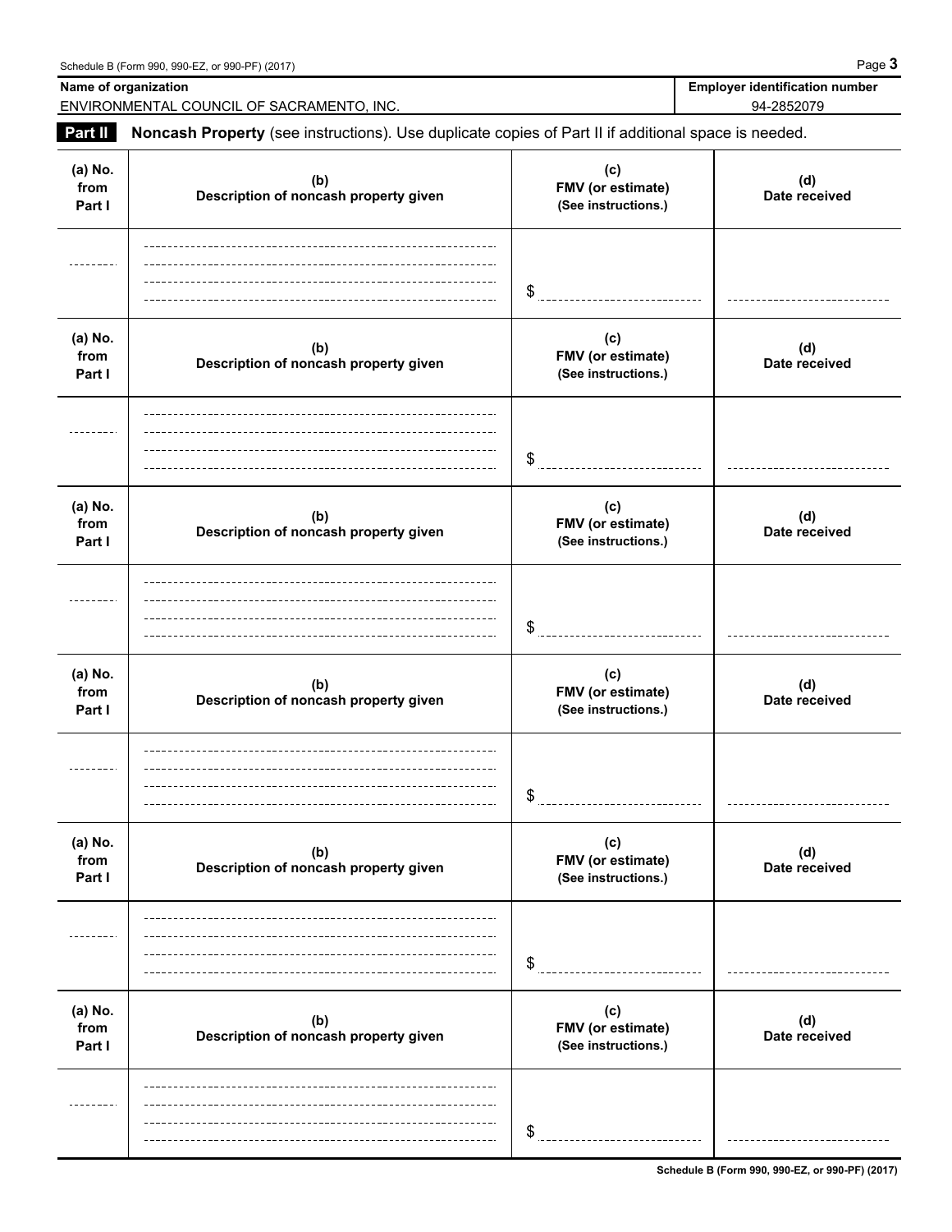Schedule B (Form 990, 990-EZ, or 990-PF) (2017)

| Name of organization | Employer identification number |
|---|---|
| ENVIRONMENTAL COUNCIL OF SACRAMENTO, INC. | 94-2852079 |

**Part II** **Noncash Property** (see instructions). Use duplicate copies of Part II if additional space is needed.

| (a) No. from Part I | (b) Description of noncash property given | (c) FMV (or estimate) (See instructions.) | (d) Date received |
|---|---|---|---|
| | | $ | |

| (a) No. from Part I | (b) Description of noncash property given | (c) FMV (or estimate) (See instructions.) | (d) Date received |
|---|---|---|---|
| | | $ | |

| (a) No. from Part I | (b) Description of noncash property given | (c) FMV (or estimate) (See instructions.) | (d) Date received |
|---|---|---|---|
| | | $ | |

| (a) No. from Part I | (b) Description of noncash property given | (c) FMV (or estimate) (See instructions.) | (d) Date received |
|---|---|---|---|
| | | $ | |

| (a) No. from Part I | (b) Description of noncash property given | (c) FMV (or estimate) (See instructions.) | (d) Date received |
|---|---|---|---|
| | | $ | |

| (a) No. from Part I | (b) Description of noncash property given | (c) FMV (or estimate) (See instructions.) | (d) Date received |
|---|---|---|---|
| | | $ | |

Schedule B (Form 990, 990-EZ, or 990-PF) (2017)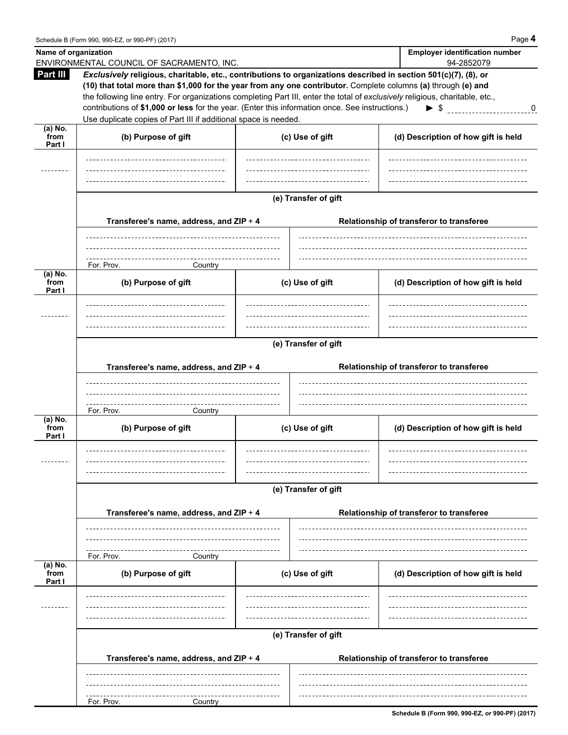| Name of organization | Employer identification number |
|---|---|
| ENVIRONMENTAL COUNCIL OF SACRAMENTO, INC. | 94-2852079 |

**Part III** ***Exclusively*** **religious, charitable, etc., contributions to organizations described in section 501(c)(7), (8), or (10) that total more than $1,000 for the year from any one contributor.** Complete columns **(a)** through **(e) and** the following line entry. For organizations completing Part III, enter the total of *exclusively* religious, charitable, etc., contributions of **$1,000 or less** for the year. (Enter this information once. See instructions.) ▶ $ 0

Use duplicate copies of Part III if additional space is needed.

| (a) No. from Part I | (b) Purpose of gift | (c) Use of gift | (d) Description of how gift is held |
|---|---|---|---|
| | | | |

**(e) Transfer of gift**

| Transferee's name, address, and ZIP + 4 | Relationship of transferor to transferee |
|---|---|
| For. Prov. Country | |

| (a) No. from Part I | (b) Purpose of gift | (c) Use of gift | (d) Description of how gift is held |
|---|---|---|---|
| | | | |

**(e) Transfer of gift**

| Transferee's name, address, and ZIP + 4 | Relationship of transferor to transferee |
|---|---|
| For. Prov. Country | |

| (a) No. from Part I | (b) Purpose of gift | (c) Use of gift | (d) Description of how gift is held |
|---|---|---|---|
| | | | |

**(e) Transfer of gift**

| Transferee's name, address, and ZIP + 4 | Relationship of transferor to transferee |
|---|---|
| For. Prov. Country | |

| (a) No. from Part I | (b) Purpose of gift | (c) Use of gift | (d) Description of how gift is held |
|---|---|---|---|
| | | | |

**(e) Transfer of gift**

| Transferee's name, address, and ZIP + 4 | Relationship of transferor to transferee |
|---|---|
| For. Prov. Country | |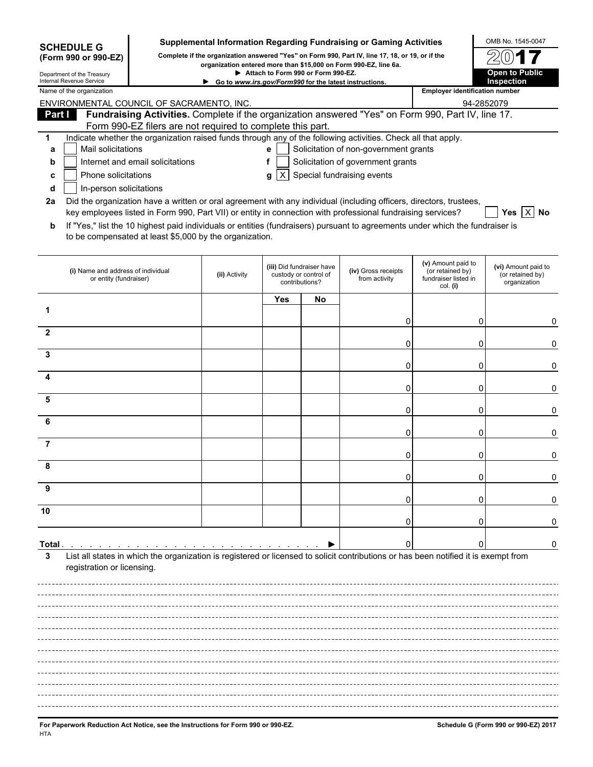**SCHEDULE G (Form 990 or 990-EZ)**

Department of the Treasury
Internal Revenue Service

# Supplemental Information Regarding Fundraising or Gaming Activities

**Complete if the organization answered "Yes" on Form 990, Part IV, line 17, 18, or 19, or if the organization entered more than $15,000 on Form 990-EZ, line 6a.**
**▶ Attach to Form 990 or Form 990-EZ.**
**▶ Go to *www.irs.gov/Form990* for the latest instructions.**

OMB No. 1545-0047
**2017**
**Open to Public Inspection**

Name of the organization: ENVIRONMENTAL COUNCIL OF SACRAMENTO, INC.
Employer identification number: 94-2852079

**Part I — Fundraising Activities.** Complete if the organization answered "Yes" on Form 990, Part IV, line 17. Form 990-EZ filers are not required to complete this part.

**1** Indicate whether the organization raised funds through any of the following activities. Check all that apply.

- **a** [ ] Mail solicitations
- **b** [ ] Internet and email solicitations
- **c** [ ] Phone solicitations
- **d** [ ] In-person solicitations
- **e** [ ] Solicitation of non-government grants
- **f** [ ] Solicitation of government grants
- **g** [X] Special fundraising events

**2a** Did the organization have a written or oral agreement with any individual (including officers, directors, trustees, key employees listed in Form 990, Part VII) or entity in connection with professional fundraising services? [ ] Yes [X] No

**b** If "Yes," list the 10 highest paid individuals or entities (fundraisers) pursuant to agreements under which the fundraiser is to be compensated at least $5,000 by the organization.

| | (i) Name and address of individual or entity (fundraiser) | (ii) Activity | (iii) Did fundraiser have custody or control of contributions? | | (iv) Gross receipts from activity | (v) Amount paid to (or retained by) fundraiser listed in col. (i) | (vi) Amount paid to (or retained by) organization |
|---|---|---|---|---|---|---|---|
| | | | Yes | No | | | |
| 1 | | | | | 0 | 0 | 0 |
| 2 | | | | | 0 | 0 | 0 |
| 3 | | | | | 0 | 0 | 0 |
| 4 | | | | | 0 | 0 | 0 |
| 5 | | | | | 0 | 0 | 0 |
| 6 | | | | | 0 | 0 | 0 |
| 7 | | | | | 0 | 0 | 0 |
| 8 | | | | | 0 | 0 | 0 |
| 9 | | | | | 0 | 0 | 0 |
| 10 | | | | | 0 | 0 | 0 |
| **Total** ▶ | | | | | 0 | 0 | 0 |

**3** List all states in which the organization is registered or licensed to solicit contributions or has been notified it is exempt from registration or licensing.

**For Paperwork Reduction Act Notice, see the Instructions for Form 990 or 990-EZ.** HTA
**Schedule G (Form 990 or 990-EZ) 2017**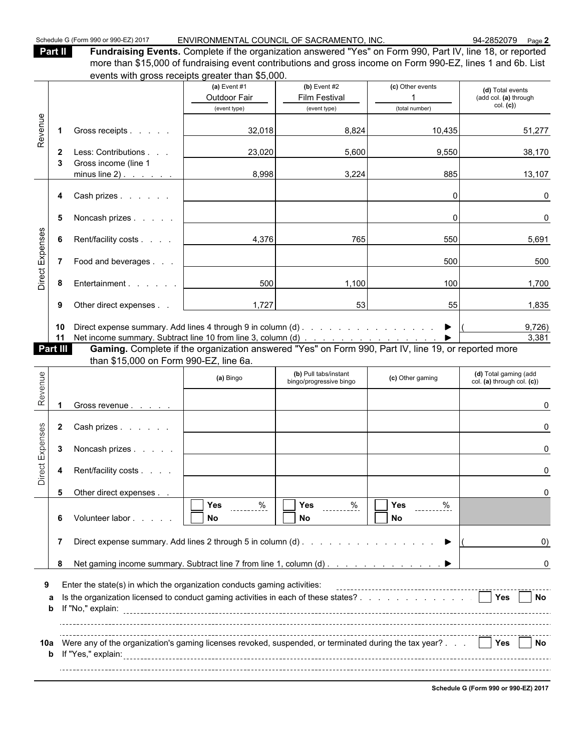**Part II** **Fundraising Events.** Complete if the organization answered "Yes" on Form 990, Part IV, line 18, or reported more than $15,000 of fundraising event contributions and gross income on Form 990-EZ, lines 1 and 6b. List events with gross receipts greater than $5,000.

| | | | (a) Event #1<br>Outdoor Fair<br>(event type) | (b) Event #2<br>Film Festival<br>(event type) | (c) Other events<br>1<br>(total number) | (d) Total events<br>(add col. (a) through col. (c)) |
|---|---|---|---|---|---|---|
| Revenue | 1 | Gross receipts | 32,018 | 8,824 | 10,435 | 51,277 |
| | 2 | Less: Contributions | 23,020 | 5,600 | 9,550 | 38,170 |
| | 3 | Gross income (line 1 minus line 2) | 8,998 | 3,224 | 885 | 13,107 |
| Direct Expenses | 4 | Cash prizes | | | 0 | 0 |
| | 5 | Noncash prizes | | | 0 | 0 |
| | 6 | Rent/facility costs | 4,376 | 765 | 550 | 5,691 |
| | 7 | Food and beverages | | | 500 | 500 |
| | 8 | Entertainment | 500 | 1,100 | 100 | 1,700 |
| | 9 | Other direct expenses | 1,727 | 53 | 55 | 1,835 |
| | 10 | Direct expense summary. Add lines 4 through 9 in column (d) ▶ | | | | (9,726) |
| | 11 | Net income summary. Subtract line 10 from line 3, column (d) ▶ | | | | 3,381 |

**Part III** **Gaming.** Complete if the organization answered "Yes" on Form 990, Part IV, line 19, or reported more than $15,000 on Form 990-EZ, line 6a.

| | | | (a) Bingo | (b) Pull tabs/instant bingo/progressive bingo | (c) Other gaming | (d) Total gaming (add col. (a) through col. (c)) |
|---|---|---|---|---|---|---|
| Revenue | 1 | Gross revenue | | | | 0 |
| Direct Expenses | 2 | Cash prizes | | | | 0 |
| | 3 | Noncash prizes | | | | 0 |
| | 4 | Rent/facility costs | | | | 0 |
| | 5 | Other direct expenses | | | | 0 |
| | 6 | Volunteer labor | ☐ Yes ____ %<br>☐ No | ☐ Yes ____ %<br>☐ No | ☐ Yes ____ %<br>☐ No | |
| | 7 | Direct expense summary. Add lines 2 through 5 in column (d) ▶ | | | | (0) |
| | 8 | Net gaming income summary. Subtract line 7 from line 1, column (d) ▶ | | | | 0 |

**9** Enter the state(s) in which the organization conducts gaming activities: ____________________

**a** Is the organization licensed to conduct gaming activities in each of these states? ☐ Yes ☐ No

**b** If "No," explain: ____________________

**10a** Were any of the organization's gaming licenses revoked, suspended, or terminated during the tax year? ☐ Yes ☐ No

**b** If "Yes," explain: ____________________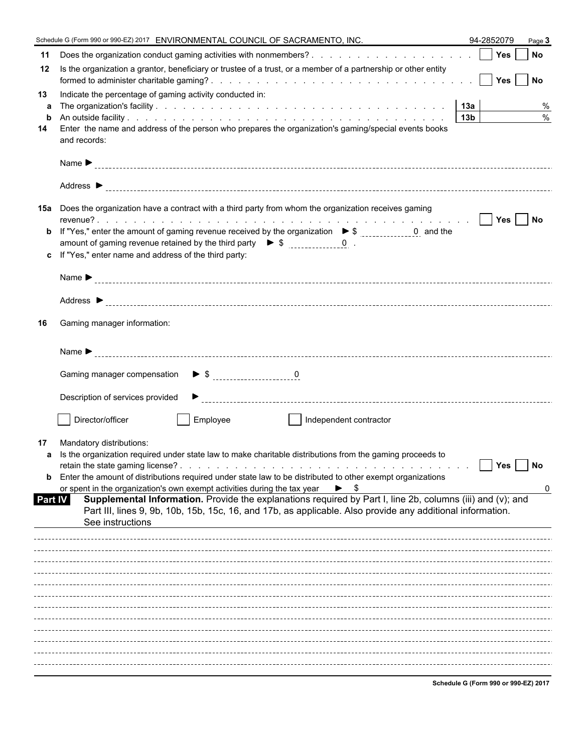Schedule G (Form 990 or 990-EZ) 2017 ENVIRONMENTAL COUNCIL OF SACRAMENTO, INC. 94-2852079 Page **3**

**11** Does the organization conduct gaming activities with nonmembers? . . . . . . . . . . . . . . . . . . ☐ **Yes** ☐ **No**

**12** Is the organization a grantor, beneficiary or trustee of a trust, or a member of a partnership or other entity formed to administer charitable gaming? . . . . . . . . . . . . . . . . . . . . . . . . . . . . ☐ **Yes** ☐ **No**

**13** Indicate the percentage of gaming activity conducted in:

**a** The organization's facility . . . . . . . . . . . . . . . . . . . . . . . . . . . . . . **13a** %

**b** An outside facility . . . . . . . . . . . . . . . . . . . . . . . . . . . . . . . . . **13b** %

**14** Enter the name and address of the person who prepares the organization's gaming/special events books and records:

Name ►

Address ►

**15a** Does the organization have a contract with a third party from whom the organization receives gaming revenue? . . . . . . . . . . . . . . . . . . . . . . . . . . . . . . . . . . . . . . . ☐ **Yes** ☐ **No**

**b** If "Yes," enter the amount of gaming revenue received by the organization ► $ 0 and the amount of gaming revenue retained by the third party ► $ 0 .

**c** If "Yes," enter name and address of the third party:

Name ►

Address ►

**16** Gaming manager information:

Name ►

Gaming manager compensation ► $ 0

Description of services provided ►

☐ Director/officer ☐ Employee ☐ Independent contractor

**17** Mandatory distributions:

**a** Is the organization required under state law to make charitable distributions from the gaming proceeds to retain the state gaming license? . . . . . . . . . . . . . . . . . . . . . . . . . . . . . . ☐ **Yes** ☐ **No**

**b** Enter the amount of distributions required under state law to be distributed to other exempt organizations or spent in the organization's own exempt activities during the tax year ► $ 0

**Part IV** **Supplemental Information.** Provide the explanations required by Part I, line 2b, columns (iii) and (v); and Part III, lines 9, 9b, 10b, 15b, 15c, 16, and 17b, as applicable. Also provide any additional information. See instructions

**Schedule G (Form 990 or 990-EZ) 2017**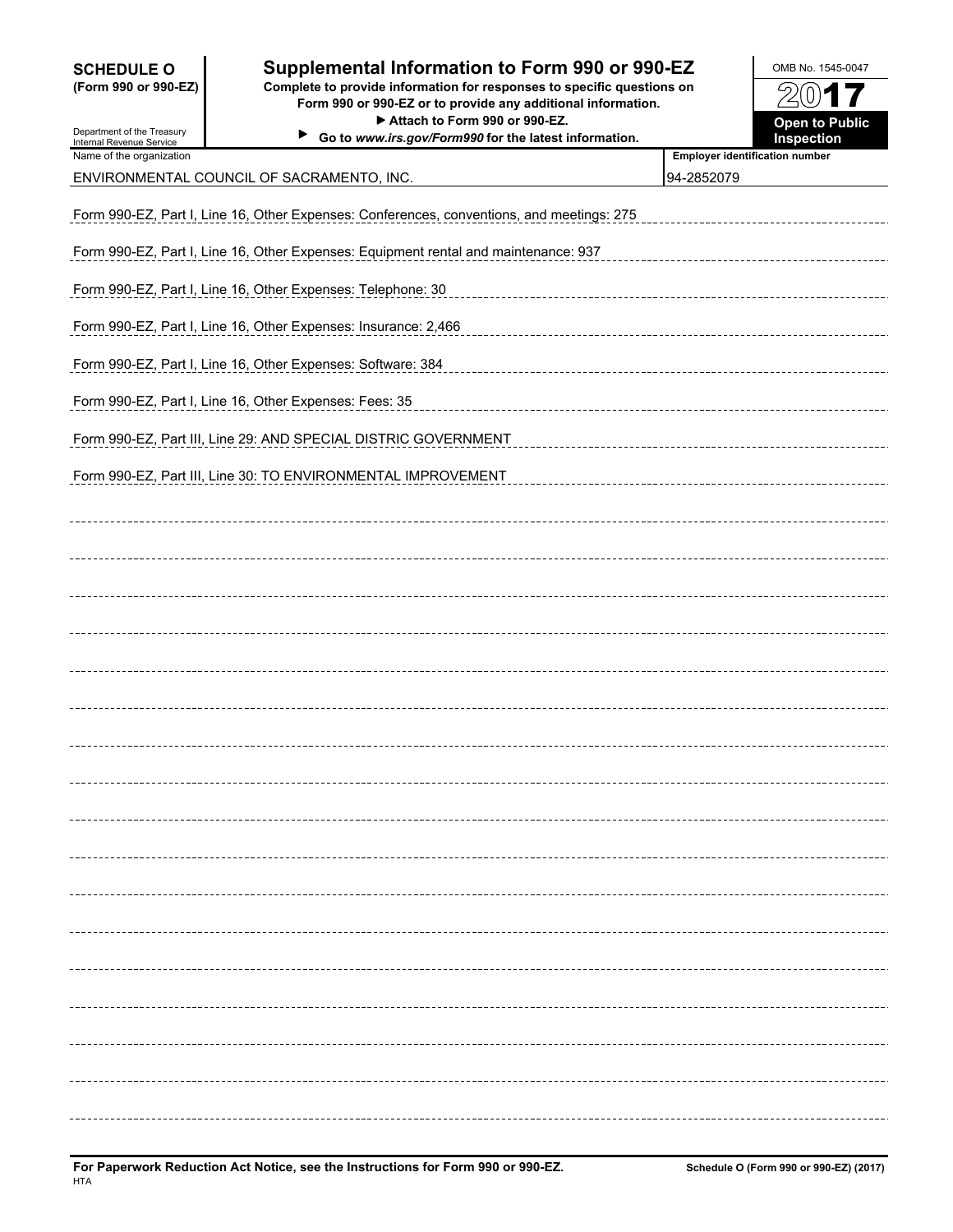**SCHEDULE O (Form 990 or 990-EZ)**

Department of the Treasury
Internal Revenue Service

# Supplemental Information to Form 990 or 990-EZ

**Complete to provide information for responses to specific questions on Form 990 or 990-EZ or to provide any additional information.**

**▶ Attach to Form 990 or 990-EZ.**

**▶ Go to *www.irs.gov/Form990* for the latest information.**

OMB No. 1545-0047

2017

**Open to Public Inspection**

| Name of the organization | Employer identification number |
|---|---|
| ENVIRONMENTAL COUNCIL OF SACRAMENTO, INC. | 94-2852079 |

Form 990-EZ, Part I, Line 16, Other Expenses: Conferences, conventions, and meetings: 275

Form 990-EZ, Part I, Line 16, Other Expenses: Equipment rental and maintenance: 937

Form 990-EZ, Part I, Line 16, Other Expenses: Telephone: 30

Form 990-EZ, Part I, Line 16, Other Expenses: Insurance: 2,466

Form 990-EZ, Part I, Line 16, Other Expenses: Software: 384

Form 990-EZ, Part I, Line 16, Other Expenses: Fees: 35

Form 990-EZ, Part III, Line 29: AND SPECIAL DISTRIC GOVERNMENT

Form 990-EZ, Part III, Line 30: TO ENVIRONMENTAL IMPROVEMENT

**For Paperwork Reduction Act Notice, see the Instructions for Form 990 or 990-EZ.**

HTA

**Schedule O (Form 990 or 990-EZ) (2017)**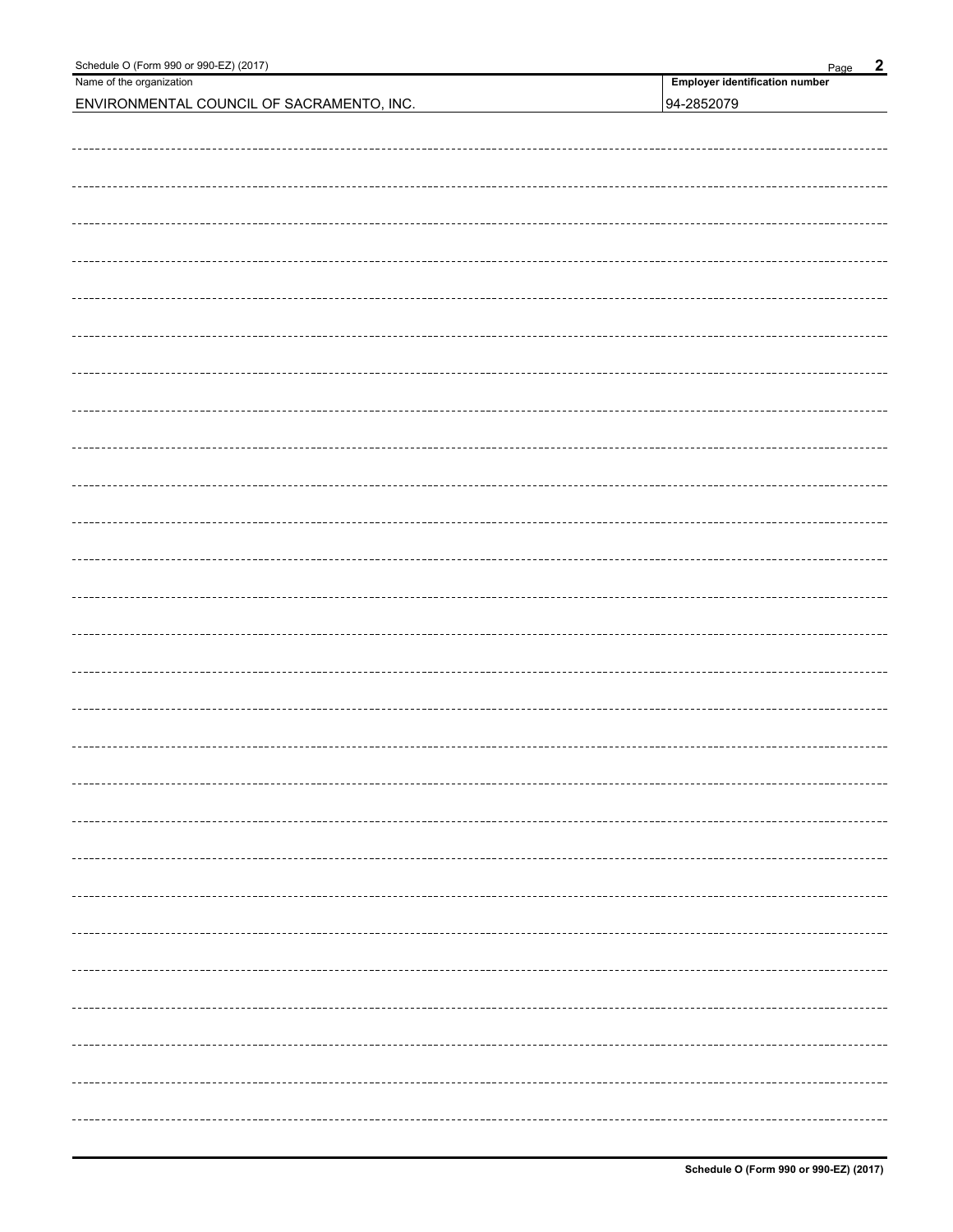Schedule O (Form 990 or 990-EZ) (2017)

| Name of the organization | Employer identification number |
| --- | --- |
| ENVIRONMENTAL COUNCIL OF SACRAMENTO, INC. | 94-2852079 |